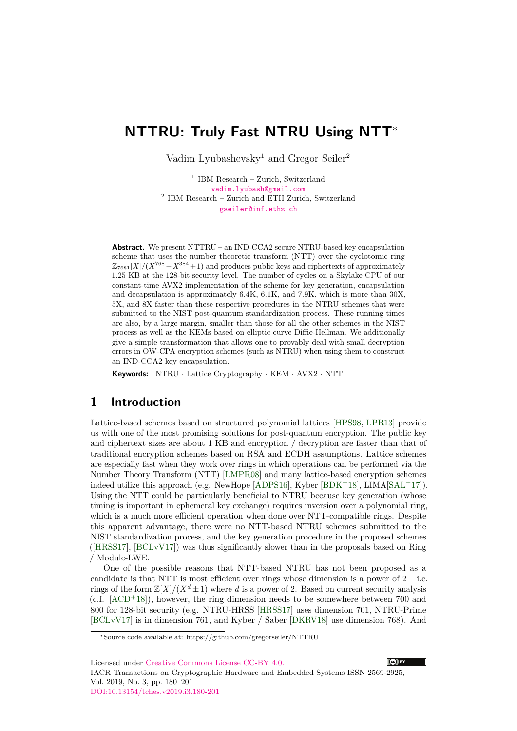# NTTRU: Truly Fast NTRU Using NTT*

Vadim Lyubashevsky[1] and Gregor Seiler[2]

[1] IBM Research – Zurich, Switzerland
vadim.lyubash@gmail.com
[2] IBM Research – Zurich and ETH Zurich, Switzerland
gseiler@inf.ethz.ch

**Abstract.** We present NTTRU – an IND-CCA2 secure NTRU-based key encapsulation scheme that uses the number theoretic transform (NTT) over the cyclotomic ring $\mathbb{Z}_{7681}[X]/(X^{768} - X^{384} + 1)$ and produces public keys and ciphertexts of approximately 1.25 KB at the 128-bit security level. The number of cycles on a Skylake CPU of our constant-time AVX2 implementation of the scheme for key generation, encapsulation and decapsulation is approximately 6.4K, 6.1K, and 7.9K, which is more than 30X, 5X, and 8X faster than these respective procedures in the NTRU schemes that were submitted to the NIST post-quantum standardization process. These running times are also, by a large margin, smaller than those for all the other schemes in the NIST process as well as the KEMs based on elliptic curve Diffie-Hellman. We additionally give a simple transformation that allows one to provably deal with small decryption errors in OW-CPA encryption schemes (such as NTRU) when using them to construct an IND-CCA2 key encapsulation.

**Keywords:** NTRU · Lattice Cryptography · KEM · AVX2 · NTT

## 1 Introduction

Lattice-based schemes based on structured polynomial lattices [HPS98, LPR13] provide us with one of the most promising solutions for post-quantum encryption. The public key and ciphertext sizes are about 1 KB and encryption / decryption are faster than that of traditional encryption schemes based on RSA and ECDH assumptions. Lattice schemes are especially fast when they work over rings in which operations can be performed via the Number Theory Transform (NTT) [LMPR08] and many lattice-based encryption schemes indeed utilize this approach (e.g. NewHope [ADPS16], Kyber [BDK+18], LIMA[SAL+17]). Using the NTT could be particularly beneficial to NTRU because key generation (whose timing is important in ephemeral key exchange) requires inversion over a polynomial ring, which is a much more efficient operation when done over NTT-compatible rings. Despite this apparent advantage, there were no NTT-based NTRU schemes submitted to the NIST standardization process, and the key generation procedure in the proposed schemes ([HRSS17], [BCLvV17]) was thus significantly slower than in the proposals based on Ring / Module-LWE.

One of the possible reasons that NTT-based NTRU has not been proposed as a candidate is that NTT is most efficient over rings whose dimension is a power of 2 – i.e. rings of the form $\mathbb{Z}[X]/(X^d \pm 1)$ where $d$ is a power of 2. Based on current security analysis (c.f. [ACD+18]), however, the ring dimension needs to be somewhere between 700 and 800 for 128-bit security (e.g. NTRU-HRSS [HRSS17] uses dimension 701, NTRU-Prime [BCLvV17] is in dimension 761, and Kyber / Saber [DKRV18] use dimension 768). And

*Source code available at: https://github.com/gregorseiler/NTTRU

Licensed under Creative Commons License CC-BY 4.0.
IACR Transactions on Cryptographic Hardware and Embedded Systems ISSN 2569-2925, Vol. 2019, No. 3, pp. 180–201
DOI:10.13154/tches.v2019.i3.180-201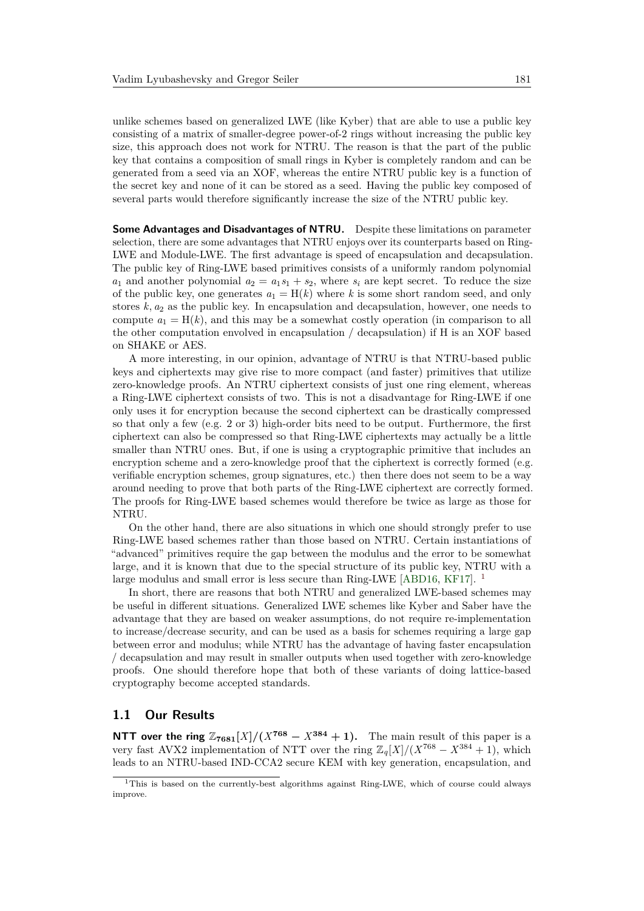unlike schemes based on generalized LWE (like Kyber) that are able to use a public key consisting of a matrix of smaller-degree power-of-2 rings without increasing the public key size, this approach does not work for NTRU. The reason is that the part of the public key that contains a composition of small rings in Kyber is completely random and can be generated from a seed via an XOF, whereas the entire NTRU public key is a function of the secret key and none of it can be stored as a seed. Having the public key composed of several parts would therefore significantly increase the size of the NTRU public key.

**Some Advantages and Disadvantages of NTRU.** Despite these limitations on parameter selection, there are some advantages that NTRU enjoys over its counterparts based on Ring-LWE and Module-LWE. The first advantage is speed of encapsulation and decapsulation. The public key of Ring-LWE based primitives consists of a uniformly random polynomial $a_1$ and another polynomial $a_2 = a_1 s_1 + s_2$, where $s_i$ are kept secret. To reduce the size of the public key, one generates $a_1 = \mathrm{H}(k)$ where $k$ is some short random seed, and only stores $k, a_2$ as the public key. In encapsulation and decapsulation, however, one needs to compute $a_1 = \mathrm{H}(k)$, and this may be a somewhat costly operation (in comparison to all the other computation envolved in encapsulation / decapsulation) if H is an XOF based on SHAKE or AES.

A more interesting, in our opinion, advantage of NTRU is that NTRU-based public keys and ciphertexts may give rise to more compact (and faster) primitives that utilize zero-knowledge proofs. An NTRU ciphertext consists of just one ring element, whereas a Ring-LWE ciphertext consists of two. This is not a disadvantage for Ring-LWE if one only uses it for encryption because the second ciphertext can be drastically compressed so that only a few (e.g. 2 or 3) high-order bits need to be output. Furthermore, the first ciphertext can also be compressed so that Ring-LWE ciphertexts may actually be a little smaller than NTRU ones. But, if one is using a cryptographic primitive that includes an encryption scheme and a zero-knowledge proof that the ciphertext is correctly formed (e.g. verifiable encryption schemes, group signatures, etc.) then there does not seem to be a way around needing to prove that both parts of the Ring-LWE ciphertext are correctly formed. The proofs for Ring-LWE based schemes would therefore be twice as large as those for NTRU.

On the other hand, there are also situations in which one should strongly prefer to use Ring-LWE based schemes rather than those based on NTRU. Certain instantiations of "advanced" primitives require the gap between the modulus and the error to be somewhat large, and it is known that due to the special structure of its public key, NTRU with a large modulus and small error is less secure than Ring-LWE [ABD16, KF17]. [1]

In short, there are reasons that both NTRU and generalized LWE-based schemes may be useful in different situations. Generalized LWE schemes like Kyber and Saber have the advantage that they are based on weaker assumptions, do not require re-implementation to increase/decrease security, and can be used as a basis for schemes requiring a large gap between error and modulus; while NTRU has the advantage of having faster encapsulation / decapsulation and may result in smaller outputs when used together with zero-knowledge proofs. One should therefore hope that both of these variants of doing lattice-based cryptography become accepted standards.

## 1.1 Our Results

**NTT over the ring $\mathbb{Z}_{7681}[X]/(X^{768} - X^{384} + 1)$.** The main result of this paper is a very fast AVX2 implementation of NTT over the ring $\mathbb{Z}_q[X]/(X^{768} - X^{384} + 1)$, which leads to an NTRU-based IND-CCA2 secure KEM with key generation, encapsulation, and

[1] This is based on the currently-best algorithms against Ring-LWE, which of course could always improve.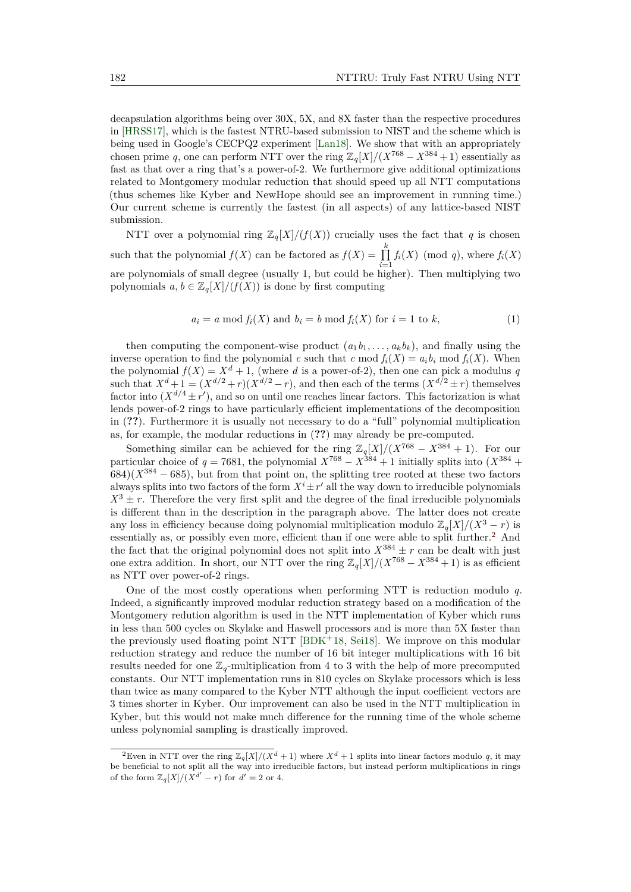decapsulation algorithms being over 30X, 5X, and 8X faster than the respective procedures in [HRSS17], which is the fastest NTRU-based submission to NIST and the scheme which is being used in Google's CECPQ2 experiment [Lan18]. We show that with an appropriately chosen prime $q$, one can perform NTT over the ring $\mathbb{Z}_q[X]/(X^{768} - X^{384} + 1)$ essentially as fast as that over a ring that's a power-of-2. We furthermore give additional optimizations related to Montgomery modular reduction that should speed up all NTT computations (thus schemes like Kyber and NewHope should see an improvement in running time.) Our current scheme is currently the fastest (in all aspects) of any lattice-based NIST submission.

NTT over a polynomial ring $\mathbb{Z}_q[X]/(f(X))$ crucially uses the fact that $q$ is chosen such that the polynomial $f(X)$ can be factored as $f(X) = \prod_{i=1}^{k} f_i(X) \pmod q$, where $f_i(X)$ are polynomials of small degree (usually 1, but could be higher). Then multiplying two polynomials $a, b \in \mathbb{Z}_q[X]/(f(X))$ is done by first computing

$$a_i = a \bmod f_i(X) \text{ and } b_i = b \bmod f_i(X) \text{ for } i = 1 \text{ to } k, \tag{1}$$

then computing the component-wise product $(a_1 b_1, \ldots, a_k b_k)$, and finally using the inverse operation to find the polynomial $c$ such that $c \bmod f_i(X) = a_i b_i \bmod f_i(X)$. When the polynomial $f(X) = X^d + 1$, (where $d$ is a power-of-2), then one can pick a modulus $q$ such that $X^d + 1 = (X^{d/2} + r)(X^{d/2} - r)$, and then each of the terms $(X^{d/2} \pm r)$ themselves factor into $(X^{d/4} \pm r')$, and so on until one reaches linear factors. This factorization is what lends power-of-2 rings to have particularly efficient implementations of the decomposition in (**??**). Furthermore it is usually not necessary to do a "full" polynomial multiplication as, for example, the modular reductions in (**??**) may already be pre-computed.

Something similar can be achieved for the ring $\mathbb{Z}_q[X]/(X^{768} - X^{384} + 1)$. For our particular choice of $q = 7681$, the polynomial $X^{768} - X^{384} + 1$ initially splits into $(X^{384} + 684)(X^{384} - 685)$, but from that point on, the splitting tree rooted at these two factors always splits into two factors of the form $X^i \pm r'$ all the way down to irreducible polynomials $X^3 \pm r$. Therefore the very first split and the degree of the final irreducible polynomials is different than in the description in the paragraph above. The latter does not create any loss in efficiency because doing polynomial multiplication modulo $\mathbb{Z}_q[X]/(X^3 - r)$ is essentially as, or possibly even more, efficient than if one were able to split further.[2] And the fact that the original polynomial does not split into $X^{384} \pm r$ can be dealt with just one extra addition. In short, our NTT over the ring $\mathbb{Z}_q[X]/(X^{768} - X^{384} + 1)$ is as efficient as NTT over power-of-2 rings.

One of the most costly operations when performing NTT is reduction modulo $q$. Indeed, a significantly improved modular reduction strategy based on a modification of the Montgomery redution algorithm is used in the NTT implementation of Kyber which runs in less than 500 cycles on Skylake and Haswell processors and is more than 5X faster than the previously used floating point NTT [BDK+18, Sei18]. We improve on this modular reduction strategy and reduce the number of 16 bit integer multiplications with 16 bit results needed for one $\mathbb{Z}_q$-multiplication from 4 to 3 with the help of more precomputed constants. Our NTT implementation runs in 810 cycles on Skylake processors which is less than twice as many compared to the Kyber NTT although the input coefficient vectors are 3 times shorter in Kyber. Our improvement can also be used in the NTT multiplication in Kyber, but this would not make much difference for the running time of the whole scheme unless polynomial sampling is drastically improved.

[2] Even in NTT over the ring $\mathbb{Z}_q[X]/(X^d + 1)$ where $X^d + 1$ splits into linear factors modulo $q$, it may be beneficial to not split all the way into irreducible factors, but instead perform multiplications in rings of the form $\mathbb{Z}_q[X]/(X^{d'} - r)$ for $d' = 2$ or $4$.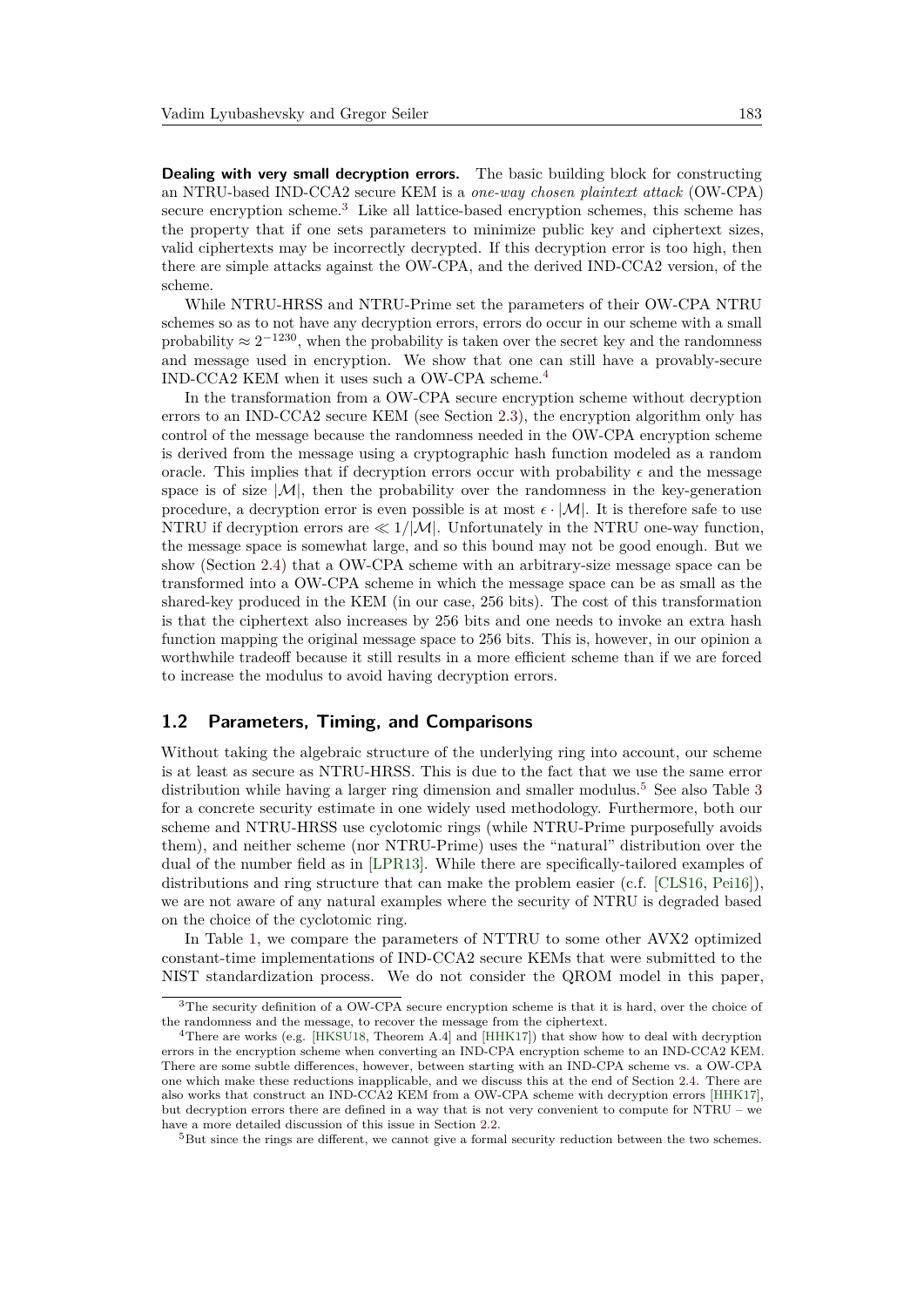**Dealing with very small decryption errors.** The basic building block for constructing an NTRU-based IND-CCA2 secure KEM is a *one-way chosen plaintext attack* (OW-CPA) secure encryption scheme.[3] Like all lattice-based encryption schemes, this scheme has the property that if one sets parameters to minimize public key and ciphertext sizes, valid ciphertexts may be incorrectly decrypted. If this decryption error is too high, then there are simple attacks against the OW-CPA, and the derived IND-CCA2 version, of the scheme.

While NTRU-HRSS and NTRU-Prime set the parameters of their OW-CPA NTRU schemes so as to not have any decryption errors, errors do occur in our scheme with a small probability $\approx 2^{-1230}$, when the probability is taken over the secret key and the randomness and message used in encryption. We show that one can still have a provably-secure IND-CCA2 KEM when it uses such a OW-CPA scheme.[4]

In the transformation from a OW-CPA secure encryption scheme without decryption errors to an IND-CCA2 secure KEM (see Section 2.3), the encryption algorithm only has control of the message because the randomness needed in the OW-CPA encryption scheme is derived from the message using a cryptographic hash function modeled as a random oracle. This implies that if decryption errors occur with probability $\epsilon$ and the message space is of size $|\mathcal{M}|$, then the probability over the randomness in the key-generation procedure, a decryption error is even possible is at most $\epsilon \cdot |\mathcal{M}|$. It is therefore safe to use NTRU if decryption errors are $\ll 1/|\mathcal{M}|$. Unfortunately in the NTRU one-way function, the message space is somewhat large, and so this bound may not be good enough. But we show (Section 2.4) that a OW-CPA scheme with an arbitrary-size message space can be transformed into a OW-CPA scheme in which the message space can be as small as the shared-key produced in the KEM (in our case, 256 bits). The cost of this transformation is that the ciphertext also increases by 256 bits and one needs to invoke an extra hash function mapping the original message space to 256 bits. This is, however, in our opinion a worthwhile tradeoff because it still results in a more efficient scheme than if we are forced to increase the modulus to avoid having decryption errors.

## 1.2 Parameters, Timing, and Comparisons

Without taking the algebraic structure of the underlying ring into account, our scheme is at least as secure as NTRU-HRSS. This is due to the fact that we use the same error distribution while having a larger ring dimension and smaller modulus.[5] See also Table 3 for a concrete security estimate in one widely used methodology. Furthermore, both our scheme and NTRU-HRSS use cyclotomic rings (while NTRU-Prime purposefully avoids them), and neither scheme (nor NTRU-Prime) uses the "natural" distribution over the dual of the number field as in [LPR13]. While there are specifically-tailored examples of distributions and ring structure that can make the problem easier (c.f. [CLS16, Pei16]), we are not aware of any natural examples where the security of NTRU is degraded based on the choice of the cyclotomic ring.

In Table 1, we compare the parameters of NTTRU to some other AVX2 optimized constant-time implementations of IND-CCA2 secure KEMs that were submitted to the NIST standardization process. We do not consider the QROM model in this paper,

---

[3] The security definition of a OW-CPA secure encryption scheme is that it is hard, over the choice of the randomness and the message, to recover the message from the ciphertext.

[4] There are works (e.g. [HKSU18, Theorem A.4] and [HHK17]) that show how to deal with decryption errors in the encryption scheme when converting an IND-CPA encryption scheme to an IND-CCA2 KEM. There are some subtle differences, however, between starting with an IND-CPA scheme vs. a OW-CPA one which make these reductions inapplicable, and we discuss this at the end of Section 2.4. There are also works that construct an IND-CCA2 KEM from a OW-CPA scheme with decryption errors [HHK17], but decryption errors there are defined in a way that is not very convenient to compute for NTRU – we have a more detailed discussion of this issue in Section 2.2.

[5] But since the rings are different, we cannot give a formal security reduction between the two schemes.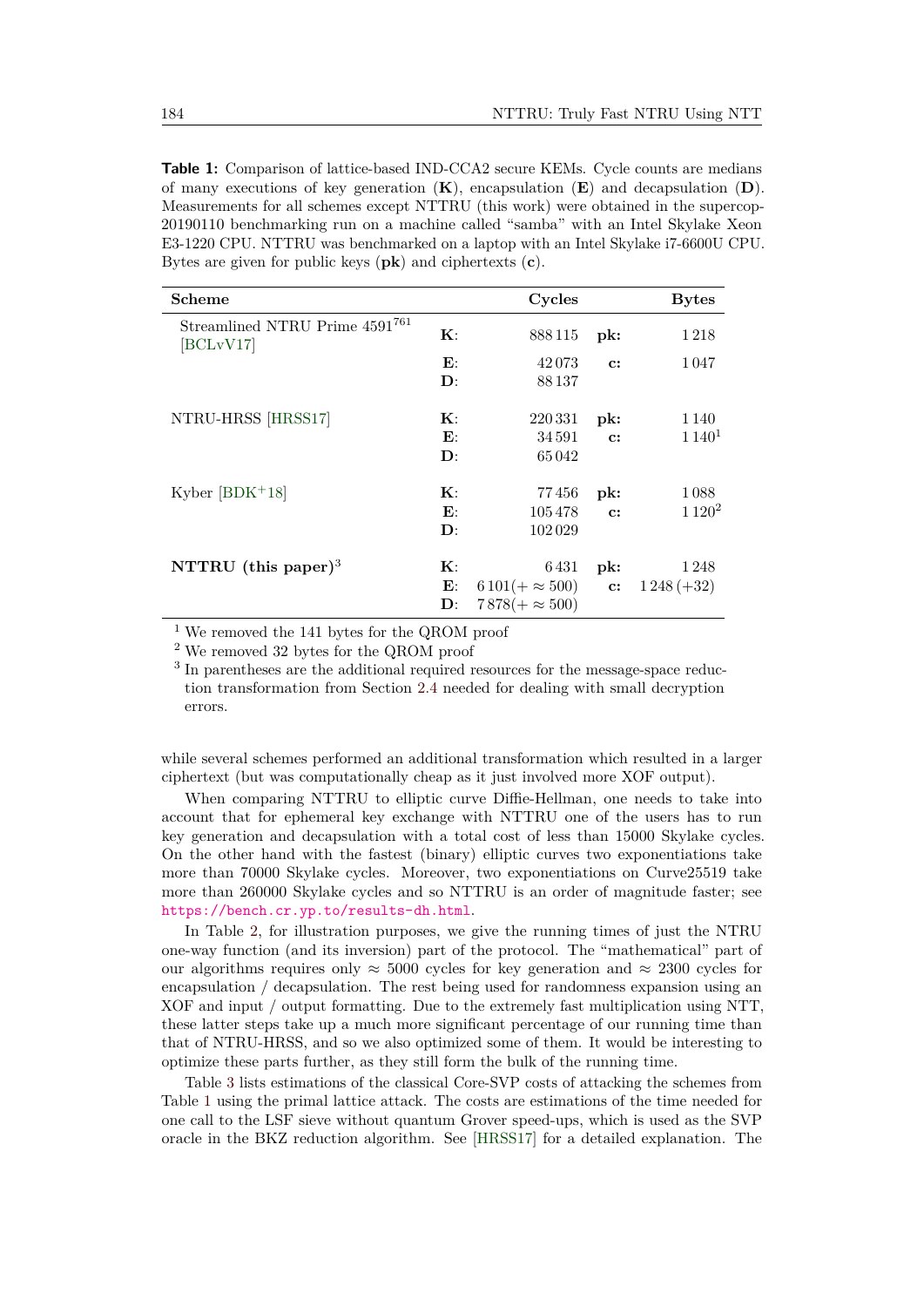**Table 1:** Comparison of lattice-based IND-CCA2 secure KEMs. Cycle counts are medians of many executions of key generation (**K**), encapsulation (**E**) and decapsulation (**D**). Measurements for all schemes except NTTRU (this work) were obtained in the supercop-20190110 benchmarking run on a machine called "samba" with an Intel Skylake Xeon E3-1220 CPU. NTTRU was benchmarked on a laptop with an Intel Skylake i7-6600U CPU. Bytes are given for public keys (**pk**) and ciphertexts (**c**).

| Scheme | | Cycles | | Bytes |
|---|---|---|---|---|
| Streamlined NTRU Prime 4591[761] [BCLvV17] | **K**: | 888 115 | **pk:** | 1 218 |
| | **E**: | 42 073 | **c:** | 1 047 |
| | **D**: | 88 137 | | |
| NTRU-HRSS [HRSS17] | **K**: | 220 331 | **pk:** | 1 140 |
| | **E**: | 34 591 | **c:** | 1 140[1] |
| | **D**: | 65 042 | | |
| Kyber [BDK+18] | **K**: | 77 456 | **pk:** | 1 088 |
| | **E**: | 105 478 | **c:** | 1 120[2] |
| | **D**: | 102 029 | | |
| **NTTRU (this paper)**[3] | **K**: | 6 431 | **pk:** | 1 248 |
| | **E**: | 6 101($+\approx 500$) | **c:** | 1 248 (+32) |
| | **D**: | 7 878($+\approx 500$) | | |

[1] We removed the 141 bytes for the QROM proof

[2] We removed 32 bytes for the QROM proof

[3] In parentheses are the additional required resources for the message-space reduction transformation from Section 2.4 needed for dealing with small decryption errors.

while several schemes performed an additional transformation which resulted in a larger ciphertext (but was computationally cheap as it just involved more XOF output).

When comparing NTTRU to elliptic curve Diffie-Hellman, one needs to take into account that for ephemeral key exchange with NTTRU one of the users has to run key generation and decapsulation with a total cost of less than 15000 Skylake cycles. On the other hand with the fastest (binary) elliptic curves two exponentiations take more than 70000 Skylake cycles. Moreover, two exponentiations on Curve25519 take more than 260000 Skylake cycles and so NTTRU is an order of magnitude faster; see https://bench.cr.yp.to/results-dh.html.

In Table 2, for illustration purposes, we give the running times of just the NTRU one-way function (and its inversion) part of the protocol. The "mathematical" part of our algorithms requires only $\approx 5000$ cycles for key generation and $\approx 2300$ cycles for encapsulation / decapsulation. The rest being used for randomness expansion using an XOF and input / output formatting. Due to the extremely fast multiplication using NTT, these latter steps take up a much more significant percentage of our running time than that of NTRU-HRSS, and so we also optimized some of them. It would be interesting to optimize these parts further, as they still form the bulk of the running time.

Table 3 lists estimations of the classical Core-SVP costs of attacking the schemes from Table 1 using the primal lattice attack. The costs are estimations of the time needed for one call to the LSF sieve without quantum Grover speed-ups, which is used as the SVP oracle in the BKZ reduction algorithm. See [HRSS17] for a detailed explanation. The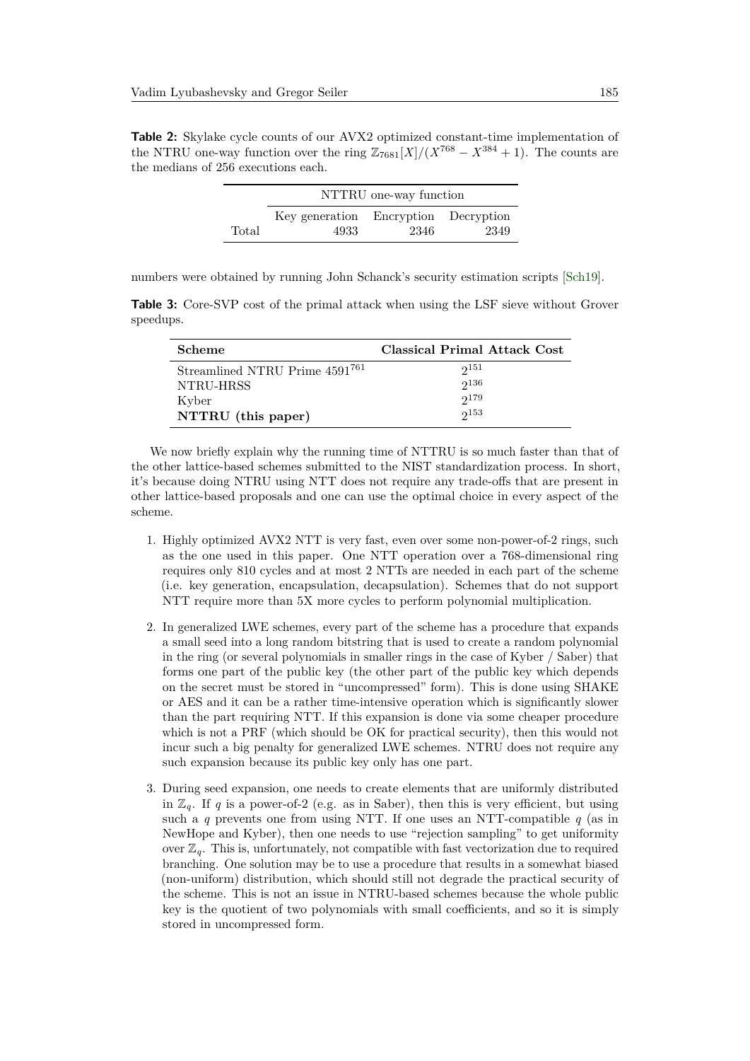**Table 2:** Skylake cycle counts of our AVX2 optimized constant-time implementation of the NTRU one-way function over the ring $\mathbb{Z}_{7681}[X]/(X^{768} - X^{384} + 1)$. The counts are the medians of 256 executions each.

| | NTTRU one-way function | | |
|---|---|---|---|
| | Key generation | Encryption | Decryption |
| Total | 4933 | 2346 | 2349 |

numbers were obtained by running John Schanck's security estimation scripts [Sch19].

**Table 3:** Core-SVP cost of the primal attack when using the LSF sieve without Grover speedups.

| **Scheme** | **Classical Primal Attack Cost** |
|---|---|
| Streamlined NTRU Prime $4591^{761}$ | $2^{151}$ |
| NTRU-HRSS | $2^{136}$ |
| Kyber | $2^{179}$ |
| **NTTRU (this paper)** | $2^{153}$ |

We now briefly explain why the running time of NTTRU is so much faster than that of the other lattice-based schemes submitted to the NIST standardization process. In short, it's because doing NTRU using NTT does not require any trade-offs that are present in other lattice-based proposals and one can use the optimal choice in every aspect of the scheme.

1. Highly optimized AVX2 NTT is very fast, even over some non-power-of-2 rings, such as the one used in this paper. One NTT operation over a 768-dimensional ring requires only 810 cycles and at most 2 NTTs are needed in each part of the scheme (i.e. key generation, encapsulation, decapsulation). Schemes that do not support NTT require more than 5X more cycles to perform polynomial multiplication.

2. In generalized LWE schemes, every part of the scheme has a procedure that expands a small seed into a long random bitstring that is used to create a random polynomial in the ring (or several polynomials in smaller rings in the case of Kyber / Saber) that forms one part of the public key (the other part of the public key which depends on the secret must be stored in "uncompressed" form). This is done using SHAKE or AES and it can be a rather time-intensive operation which is significantly slower than the part requiring NTT. If this expansion is done via some cheaper procedure which is not a PRF (which should be OK for practical security), then this would not incur such a big penalty for generalized LWE schemes. NTRU does not require any such expansion because its public key only has one part.

3. During seed expansion, one needs to create elements that are uniformly distributed in $\mathbb{Z}_q$. If $q$ is a power-of-2 (e.g. as in Saber), then this is very efficient, but using such a $q$ prevents one from using NTT. If one uses an NTT-compatible $q$ (as in NewHope and Kyber), then one needs to use "rejection sampling" to get uniformity over $\mathbb{Z}_q$. This is, unfortunately, not compatible with fast vectorization due to required branching. One solution may be to use a procedure that results in a somewhat biased (non-uniform) distribution, which should still not degrade the practical security of the scheme. This is not an issue in NTRU-based schemes because the whole public key is the quotient of two polynomials with small coefficients, and so it is simply stored in uncompressed form.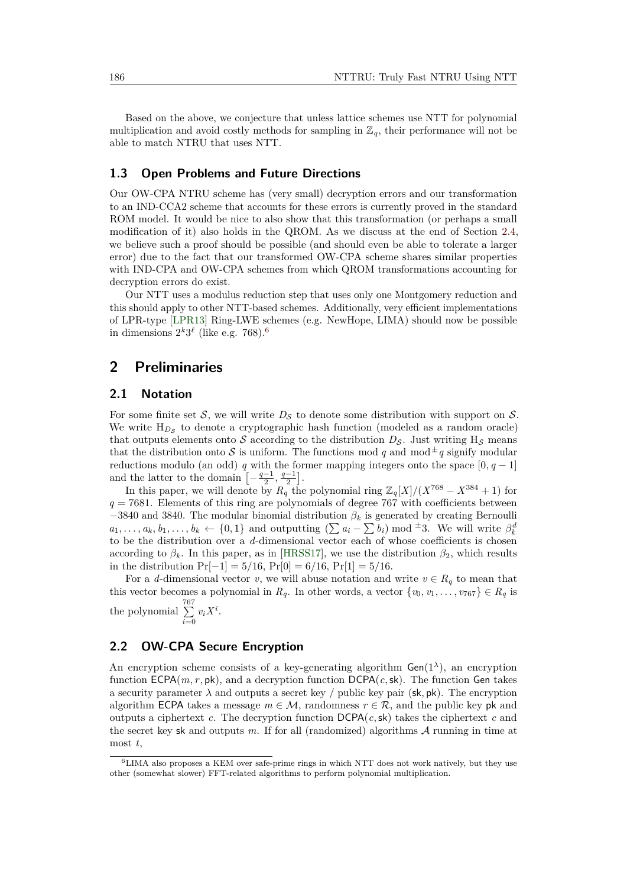Based on the above, we conjecture that unless lattice schemes use NTT for polynomial multiplication and avoid costly methods for sampling in $\mathbb{Z}_q$, their performance will not be able to match NTRU that uses NTT.

### 1.3 Open Problems and Future Directions

Our OW-CPA NTRU scheme has (very small) decryption errors and our transformation to an IND-CCA2 scheme that accounts for these errors is currently proved in the standard ROM model. It would be nice to also show that this transformation (or perhaps a small modification of it) also holds in the QROM. As we discuss at the end of Section 2.4, we believe such a proof should be possible (and should even be able to tolerate a larger error) due to the fact that our transformed OW-CPA scheme shares similar properties with IND-CPA and OW-CPA schemes from which QROM transformations accounting for decryption errors do exist.

Our NTT uses a modulus reduction step that uses only one Montgomery reduction and this should apply to other NTT-based schemes. Additionally, very efficient implementations of LPR-type [LPR13] Ring-LWE schemes (e.g. NewHope, LIMA) should now be possible in dimensions $2^k 3^\ell$ (like e.g. 768).[6]

## 2 Preliminaries

### 2.1 Notation

For some finite set $\mathcal{S}$, we will write $D_{\mathcal{S}}$ to denote some distribution with support on $\mathcal{S}$. We write $\mathrm{H}_{D_{\mathcal{S}}}$ to denote a cryptographic hash function (modeled as a random oracle) that outputs elements onto $\mathcal{S}$ according to the distribution $D_{\mathcal{S}}$. Just writing $\mathrm{H}_{\mathcal{S}}$ means that the distribution onto $\mathcal{S}$ is uniform. The functions mod $q$ and $\bmod^{\pm} q$ signify modular reductions modulo (an odd) $q$ with the former mapping integers onto the space $[0, q-1]$ and the latter to the domain $\left[-\frac{q-1}{2}, \frac{q-1}{2}\right]$.

In this paper, we will denote by $R_q$ the polynomial ring $\mathbb{Z}_q[X]/(X^{768} - X^{384} + 1)$ for $q = 7681$. Elements of this ring are polynomials of degree 767 with coefficients between $-3840$ and 3840. The modular binomial distribution $\beta_k$ is generated by creating Bernoulli $a_1, \ldots, a_k, b_1, \ldots, b_k \leftarrow \{0,1\}$ and outputting $(\sum a_i - \sum b_i) \bmod^{\pm} 3$. We will write $\beta_k^d$ to be the distribution over a $d$-dimensional vector each of whose coefficients is chosen according to $\beta_k$. In this paper, as in [HRSS17], we use the distribution $\beta_2$, which results in the distribution $\Pr[-1] = 5/16$, $\Pr[0] = 6/16$, $\Pr[1] = 5/16$.

For a $d$-dimensional vector $v$, we will abuse notation and write $v \in R_q$ to mean that this vector becomes a polynomial in $R_q$. In other words, a vector $\{v_0, v_1, \ldots, v_{767}\} \in R_q$ is the polynomial $\sum_{i=0}^{767} v_i X^i$.

### 2.2 OW-CPA Secure Encryption

An encryption scheme consists of a key-generating algorithm $\mathsf{Gen}(1^\lambda)$, an encryption function $\mathsf{ECPA}(m, r, \mathsf{pk})$, and a decryption function $\mathsf{DCPA}(c, \mathsf{sk})$. The function $\mathsf{Gen}$ takes a security parameter $\lambda$ and outputs a secret key / public key pair $(\mathsf{sk}, \mathsf{pk})$. The encryption algorithm $\mathsf{ECPA}$ takes a message $m \in \mathcal{M}$, randomness $r \in \mathcal{R}$, and the public key $\mathsf{pk}$ and outputs a ciphertext $c$. The decryption function $\mathsf{DCPA}(c, \mathsf{sk})$ takes the ciphertext $c$ and the secret key $\mathsf{sk}$ and outputs $m$. If for all (randomized) algorithms $\mathcal{A}$ running in time at most $t$,

[6] LIMA also proposes a KEM over safe-prime rings in which NTT does not work natively, but they use other (somewhat slower) FFT-related algorithms to perform polynomial multiplication.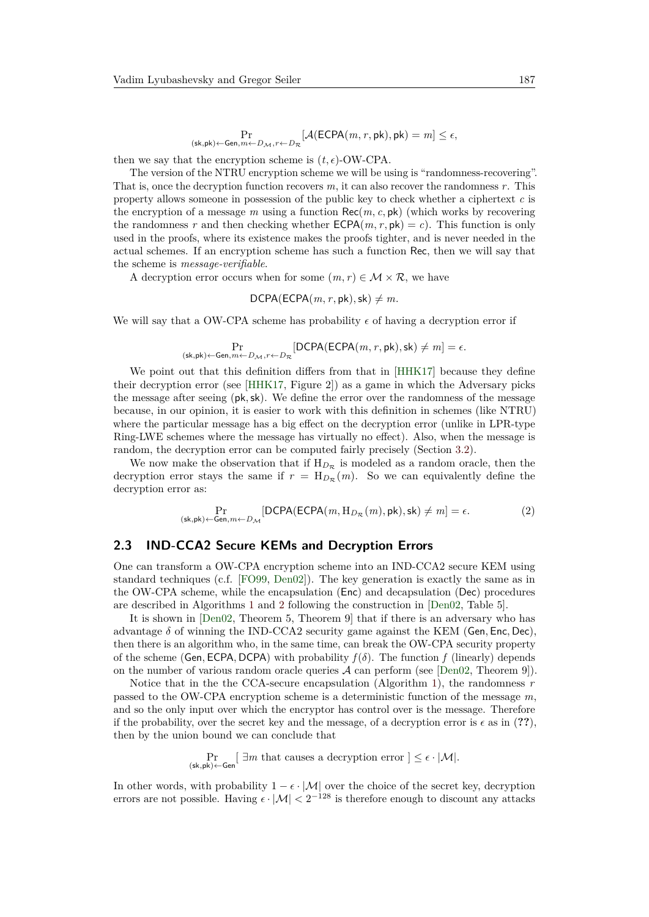$$\Pr_{(\mathsf{sk},\mathsf{pk})\leftarrow\mathsf{Gen}, m\leftarrow D_{\mathcal{M}}, r\leftarrow D_{\mathcal{R}}}[\mathcal{A}(\mathsf{ECPA}(m,r,\mathsf{pk}),\mathsf{pk})=m]\leq\epsilon,$$

then we say that the encryption scheme is $(t,\epsilon)$-OW-CPA.

The version of the NTRU encryption scheme we will be using is "randomness-recovering". That is, once the decryption function recovers $m$, it can also recover the randomness $r$. This property allows someone in possession of the public key to check whether a ciphertext $c$ is the encryption of a message $m$ using a function $\mathsf{Rec}(m,c,\mathsf{pk})$ (which works by recovering the randomness $r$ and then checking whether $\mathsf{ECPA}(m,r,\mathsf{pk})=c$). This function is only used in the proofs, where its existence makes the proofs tighter, and is never needed in the actual schemes. If an encryption scheme has such a function $\mathsf{Rec}$, then we will say that the scheme is *message-verifiable*.

A decryption error occurs when for some $(m,r)\in\mathcal{M}\times\mathcal{R}$, we have

$$\mathsf{DCPA}(\mathsf{ECPA}(m,r,\mathsf{pk}),\mathsf{sk})\neq m.$$

We will say that a OW-CPA scheme has probability $\epsilon$ of having a decryption error if

$$\Pr_{(\mathsf{sk},\mathsf{pk})\leftarrow\mathsf{Gen}, m\leftarrow D_{\mathcal{M}}, r\leftarrow D_{\mathcal{R}}}[\mathsf{DCPA}(\mathsf{ECPA}(m,r,\mathsf{pk}),\mathsf{sk})\neq m]=\epsilon.$$

We point out that this definition differs from that in [HHK17] because they define their decryption error (see [HHK17, Figure 2]) as a game in which the Adversary picks the message after seeing $(\mathsf{pk},\mathsf{sk})$. We define the error over the randomness of the message because, in our opinion, it is easier to work with this definition in schemes (like NTRU) where the particular message has a big effect on the decryption error (unlike in LPR-type Ring-LWE schemes where the message has virtually no effect). Also, when the message is random, the decryption error can be computed fairly precisely (Section 3.2).

We now make the observation that if $\mathrm{H}_{D_{\mathcal{R}}}$ is modeled as a random oracle, then the decryption error stays the same if $r=\mathrm{H}_{D_{\mathcal{R}}}(m)$. So we can equivalently define the decryption error as:

$$\Pr_{(\mathsf{sk},\mathsf{pk})\leftarrow\mathsf{Gen}, m\leftarrow D_{\mathcal{M}}}[\mathsf{DCPA}(\mathsf{ECPA}(m,\mathrm{H}_{D_{\mathcal{R}}}(m),\mathsf{pk}),\mathsf{sk})\neq m]=\epsilon. \tag{2}$$

## 2.3 IND-CCA2 Secure KEMs and Decryption Errors

One can transform a OW-CPA encryption scheme into an IND-CCA2 secure KEM using standard techniques (c.f. [FO99, Den02]). The key generation is exactly the same as in the OW-CPA scheme, while the encapsulation ($\mathsf{Enc}$) and decapsulation ($\mathsf{Dec}$) procedures are described in Algorithms 1 and 2 following the construction in [Den02, Table 5].

It is shown in [Den02, Theorem 5, Theorem 9] that if there is an adversary who has advantage $\delta$ of winning the IND-CCA2 security game against the KEM $(\mathsf{Gen},\mathsf{Enc},\mathsf{Dec})$, then there is an algorithm who, in the same time, can break the OW-CPA security property of the scheme $(\mathsf{Gen},\mathsf{ECPA},\mathsf{DCPA})$ with probability $f(\delta)$. The function $f$ (linearly) depends on the number of various random oracle queries $\mathcal{A}$ can perform (see [Den02, Theorem 9]).

Notice that in the the CCA-secure encapsulation (Algorithm 1), the randomness $r$ passed to the OW-CPA encryption scheme is a deterministic function of the message $m$, and so the only input over which the encryptor has control over is the message. Therefore if the probability, over the secret key and the message, of a decryption error is $\epsilon$ as in (**??**), then by the union bound we can conclude that

$$\Pr_{(\mathsf{sk},\mathsf{pk})\leftarrow\mathsf{Gen}}[\ \exists m \text{ that causes a decryption error }]\leq\epsilon\cdot|\mathcal{M}|.$$

In other words, with probability $1-\epsilon\cdot|\mathcal{M}|$ over the choice of the secret key, decryption errors are not possible. Having $\epsilon\cdot|\mathcal{M}|<2^{-128}$ is therefore enough to discount any attacks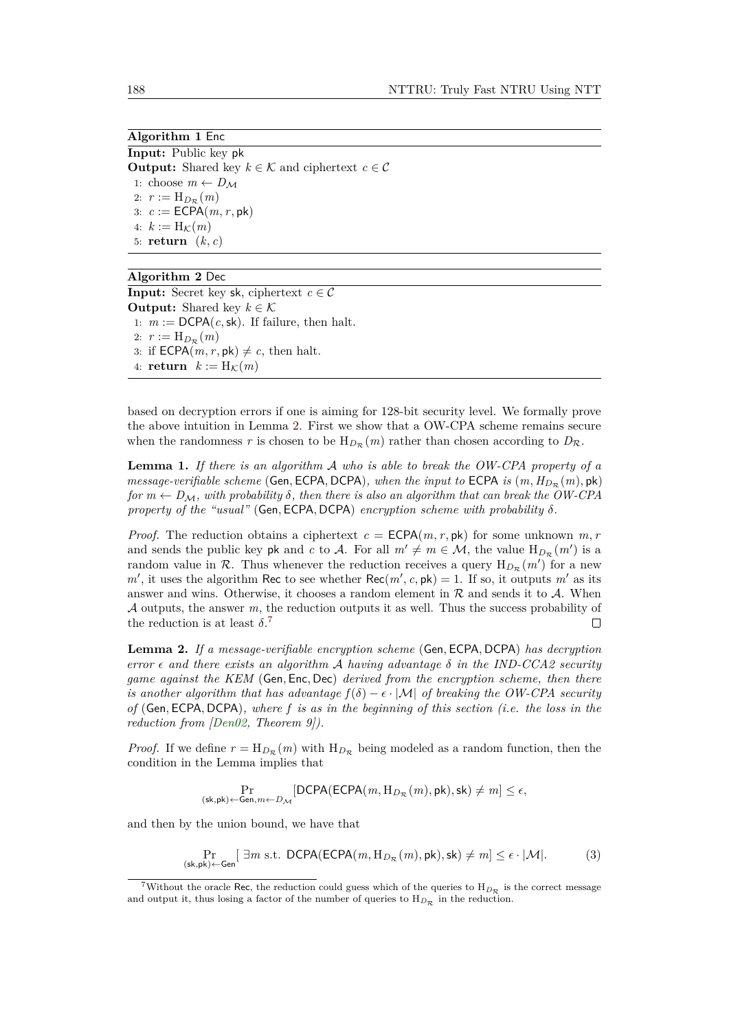**Algorithm 1** Enc

**Input:** Public key pk
**Output:** Shared key $k \in \mathcal{K}$ and ciphertext $c \in \mathcal{C}$

1: choose $m \leftarrow D_{\mathcal{M}}$
2: $r := \mathrm{H}_{D_{\mathcal{R}}}(m)$
3: $c := \mathsf{ECPA}(m, r, \mathsf{pk})$
4: $k := \mathrm{H}_{\mathcal{K}}(m)$
5: **return** $(k, c)$

**Algorithm 2** Dec

**Input:** Secret key sk, ciphertext $c \in \mathcal{C}$
**Output:** Shared key $k \in \mathcal{K}$

1: $m := \mathsf{DCPA}(c, \mathsf{sk})$. If failure, then halt.
2: $r := \mathrm{H}_{D_{\mathcal{R}}}(m)$
3: if $\mathsf{ECPA}(m, r, \mathsf{pk}) \neq c$, then halt.
4: **return** $k := \mathrm{H}_{\mathcal{K}}(m)$

based on decryption errors if one is aiming for 128-bit security level. We formally prove the above intuition in Lemma 2. First we show that a OW-CPA scheme remains secure when the randomness $r$ is chosen to be $\mathrm{H}_{D_{\mathcal{R}}}(m)$ rather than chosen according to $D_{\mathcal{R}}$.

**Lemma 1.** *If there is an algorithm $\mathcal{A}$ who is able to break the OW-CPA property of a message-verifiable scheme* $(\mathsf{Gen}, \mathsf{ECPA}, \mathsf{DCPA})$*, when the input to* $\mathsf{ECPA}$ *is* $(m, H_{D_{\mathcal{R}}}(m), \mathsf{pk})$ *for $m \leftarrow D_{\mathcal{M}}$, with probability $\delta$, then there is also an algorithm that can break the OW-CPA property of the "usual"* $(\mathsf{Gen}, \mathsf{ECPA}, \mathsf{DCPA})$ *encryption scheme with probability $\delta$.*

*Proof.* The reduction obtains a ciphertext $c = \mathsf{ECPA}(m, r, \mathsf{pk})$ for some unknown $m, r$ and sends the public key pk and $c$ to $\mathcal{A}$. For all $m' \neq m \in \mathcal{M}$, the value $\mathrm{H}_{D_{\mathcal{R}}}(m')$ is a random value in $\mathcal{R}$. Thus whenever the reduction receives a query $\mathrm{H}_{D_{\mathcal{R}}}(m')$ for a new $m'$, it uses the algorithm Rec to see whether $\mathsf{Rec}(m', c, \mathsf{pk}) = 1$. If so, it outputs $m'$ as its answer and wins. Otherwise, it chooses a random element in $\mathcal{R}$ and sends it to $\mathcal{A}$. When $\mathcal{A}$ outputs, the answer $m$, the reduction outputs it as well. Thus the success probability of the reduction is at least $\delta$.[7] ∎

**Lemma 2.** *If a message-verifiable encryption scheme* $(\mathsf{Gen}, \mathsf{ECPA}, \mathsf{DCPA})$ *has decryption error $\epsilon$ and there exists an algorithm $\mathcal{A}$ having advantage $\delta$ in the IND-CCA2 security game against the KEM* $(\mathsf{Gen}, \mathsf{Enc}, \mathsf{Dec})$ *derived from the encryption scheme, then there is another algorithm that has advantage $f(\delta) - \epsilon \cdot |\mathcal{M}|$ of breaking the OW-CPA security of* $(\mathsf{Gen}, \mathsf{ECPA}, \mathsf{DCPA})$*, where $f$ is as in the beginning of this section (i.e. the loss in the reduction from [Den02, Theorem 9]).*

*Proof.* If we define $r = \mathrm{H}_{D_{\mathcal{R}}}(m)$ with $\mathrm{H}_{D_{\mathcal{R}}}$ being modeled as a random function, then the condition in the Lemma implies that

$$\Pr_{(\mathsf{sk},\mathsf{pk}) \leftarrow \mathsf{Gen}, m \leftarrow D_{\mathcal{M}}}[\mathsf{DCPA}(\mathsf{ECPA}(m, \mathrm{H}_{D_{\mathcal{R}}}(m), \mathsf{pk}), \mathsf{sk}) \neq m] \leq \epsilon,$$

and then by the union bound, we have that

$$\Pr_{(\mathsf{sk},\mathsf{pk}) \leftarrow \mathsf{Gen}}[\ \exists m \text{ s.t. } \mathsf{DCPA}(\mathsf{ECPA}(m, \mathrm{H}_{D_{\mathcal{R}}}(m), \mathsf{pk}), \mathsf{sk}) \neq m] \leq \epsilon \cdot |\mathcal{M}|. \tag{3}$$

[7] Without the oracle Rec, the reduction could guess which of the queries to $\mathrm{H}_{D_{\mathcal{R}}}$ is the correct message and output it, thus losing a factor of the number of queries to $\mathrm{H}_{D_{\mathcal{R}}}$ in the reduction.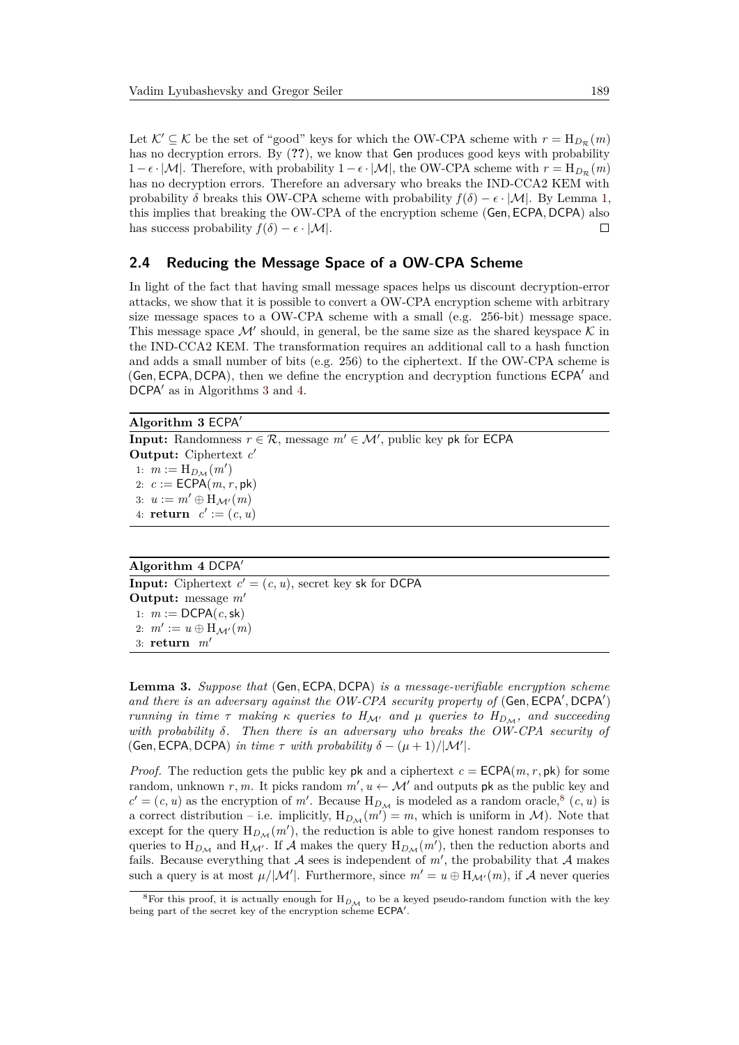Let $\mathcal{K}' \subseteq \mathcal{K}$ be the set of "good" keys for which the OW-CPA scheme with $r = \mathrm{H}_{D_\mathcal{R}}(m)$ has no decryption errors. By (??), we know that Gen produces good keys with probability $1 - \epsilon \cdot |\mathcal{M}|$. Therefore, with probability $1 - \epsilon \cdot |\mathcal{M}|$, the OW-CPA scheme with $r = \mathrm{H}_{D_\mathcal{R}}(m)$ has no decryption errors. Therefore an adversary who breaks the IND-CCA2 KEM with probability $\delta$ breaks this OW-CPA scheme with probability $f(\delta) - \epsilon \cdot |\mathcal{M}|$. By Lemma 1, this implies that breaking the OW-CPA of the encryption scheme (Gen, ECPA, DCPA) also has success probability $f(\delta) - \epsilon \cdot |\mathcal{M}|$. □

## 2.4 Reducing the Message Space of a OW-CPA Scheme

In light of the fact that having small message spaces helps us discount decryption-error attacks, we show that it is possible to convert a OW-CPA encryption scheme with arbitrary size message spaces to a OW-CPA scheme with a small (e.g. 256-bit) message space. This message space $\mathcal{M}'$ should, in general, be the same size as the shared keyspace $\mathcal{K}$ in the IND-CCA2 KEM. The transformation requires an additional call to a hash function and adds a small number of bits (e.g. 256) to the ciphertext. If the OW-CPA scheme is (Gen, ECPA, DCPA), then we define the encryption and decryption functions ECPA′ and DCPA′ as in Algorithms 3 and 4.

**Algorithm 3** ECPA′

**Input:** Randomness $r \in \mathcal{R}$, message $m' \in \mathcal{M}'$, public key pk for ECPA
**Output:** Ciphertext $c'$

1: $m := \mathrm{H}_{D_\mathcal{M}}(m')$
2: $c := \mathsf{ECPA}(m, r, \mathsf{pk})$
3: $u := m' \oplus \mathrm{H}_{\mathcal{M}'}(m)$
4: **return** $c' := (c, u)$

**Algorithm 4** DCPA′

**Input:** Ciphertext $c' = (c, u)$, secret key sk for DCPA
**Output:** message $m'$

1: $m := \mathsf{DCPA}(c, \mathsf{sk})$
2: $m' := u \oplus \mathrm{H}_{\mathcal{M}'}(m)$
3: **return** $m'$

**Lemma 3.** *Suppose that* (Gen, ECPA, DCPA) *is a message-verifiable encryption scheme and there is an adversary against the OW-CPA security property of* (Gen, ECPA′, DCPA′) *running in time $\tau$ making $\kappa$ queries to $H_{\mathcal{M}'}$ and $\mu$ queries to $H_{D_\mathcal{M}}$, and succeeding with probability $\delta$. Then there is an adversary who breaks the OW-CPA security of* (Gen, ECPA, DCPA) *in time $\tau$ with probability $\delta - (\mu + 1)/|\mathcal{M}'|$.*

*Proof.* The reduction gets the public key pk and a ciphertext $c = \mathsf{ECPA}(m, r, \mathsf{pk})$ for some random, unknown $r, m$. It picks random $m', u \leftarrow \mathcal{M}'$ and outputs pk as the public key and $c' = (c, u)$ as the encryption of $m'$. Because $\mathrm{H}_{D_\mathcal{M}}$ is modeled as a random oracle,[8] $(c, u)$ is a correct distribution – i.e. implicitly, $\mathrm{H}_{D_\mathcal{M}}(m') = m$, which is uniform in $\mathcal{M}$). Note that except for the query $\mathrm{H}_{D_\mathcal{M}}(m')$, the reduction is able to give honest random responses to queries to $\mathrm{H}_{D_\mathcal{M}}$ and $\mathrm{H}_{\mathcal{M}'}$. If $\mathcal{A}$ makes the query $\mathrm{H}_{D_\mathcal{M}}(m')$, then the reduction aborts and fails. Because everything that $\mathcal{A}$ sees is independent of $m'$, the probability that $\mathcal{A}$ makes such a query is at most $\mu/|\mathcal{M}'|$. Furthermore, since $m' = u \oplus \mathrm{H}_{\mathcal{M}'}(m)$, if $\mathcal{A}$ never queries

[8] For this proof, it is actually enough for $\mathrm{H}_{D_\mathcal{M}}$ to be a keyed pseudo-random function with the key being part of the secret key of the encryption scheme ECPA′.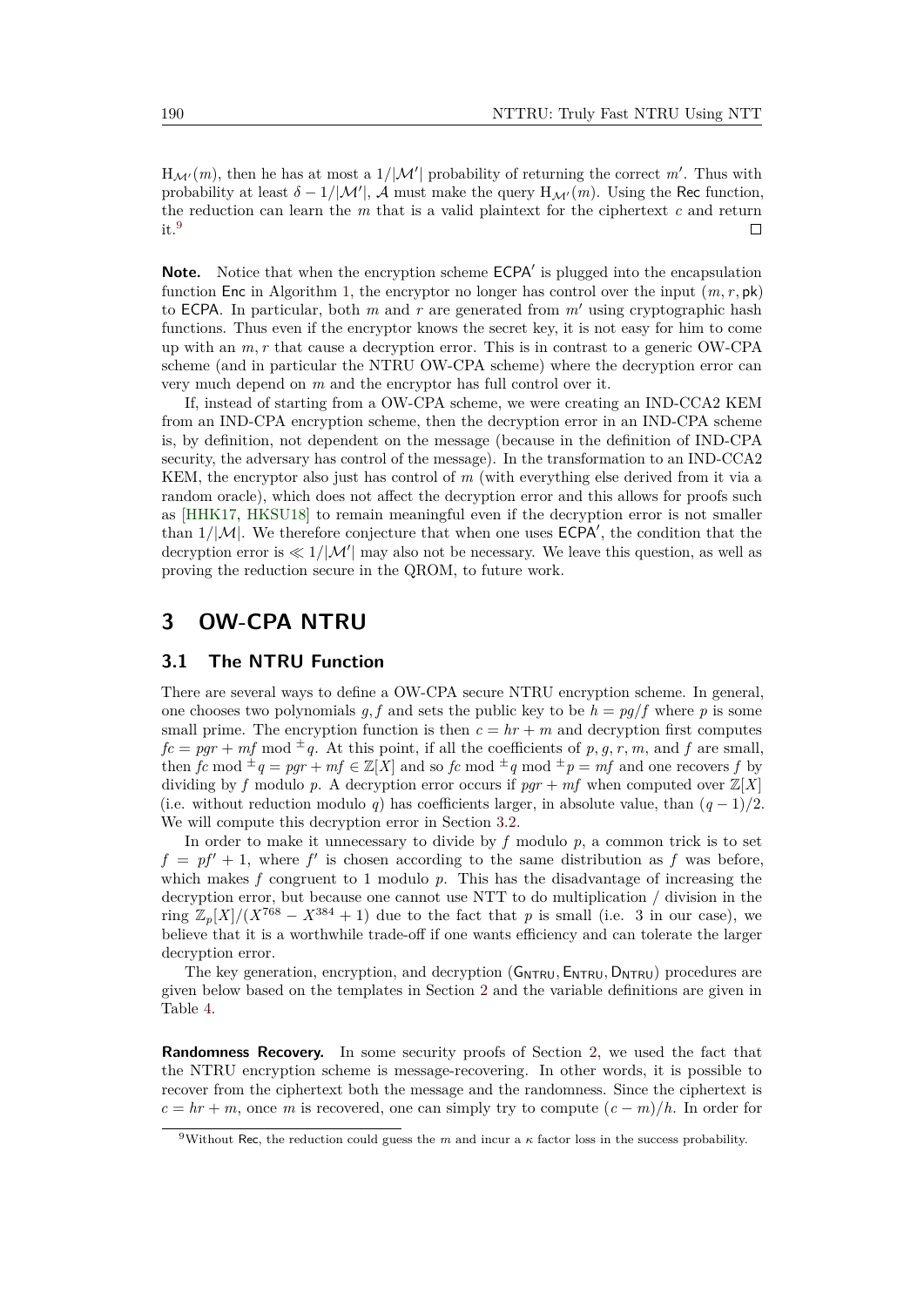$\mathrm{H}_{\mathcal{M}'}(m)$, then he has at most a $1/|\mathcal{M}'|$ probability of returning the correct $m'$. Thus with probability at least $\delta - 1/|\mathcal{M}'|$, $\mathcal{A}$ must make the query $\mathrm{H}_{\mathcal{M}'}(m)$. Using the Rec function, the reduction can learn the $m$ that is a valid plaintext for the ciphertext $c$ and return it.[9] □

**Note.** Notice that when the encryption scheme $\mathsf{ECPA}'$ is plugged into the encapsulation function Enc in Algorithm 1, the encryptor no longer has control over the input $(m, r, \mathsf{pk})$ to ECPA. In particular, both $m$ and $r$ are generated from $m'$ using cryptographic hash functions. Thus even if the encryptor knows the secret key, it is not easy for him to come up with an $m, r$ that cause a decryption error. This is in contrast to a generic OW-CPA scheme (and in particular the NTRU OW-CPA scheme) where the decryption error can very much depend on $m$ and the encryptor has full control over it.

If, instead of starting from a OW-CPA scheme, we were creating an IND-CCA2 KEM from an IND-CPA encryption scheme, then the decryption error in an IND-CPA scheme is, by definition, not dependent on the message (because in the definition of IND-CPA security, the adversary has control of the message). In the transformation to an IND-CCA2 KEM, the encryptor also just has control of $m$ (with everything else derived from it via a random oracle), which does not affect the decryption error and this allows for proofs such as [HHK17, HKSU18] to remain meaningful even if the decryption error is not smaller than $1/|\mathcal{M}|$. We therefore conjecture that when one uses $\mathsf{ECPA}'$, the condition that the decryption error is $\ll 1/|\mathcal{M}'|$ may also not be necessary. We leave this question, as well as proving the reduction secure in the QROM, to future work.

# 3 OW-CPA NTRU

## 3.1 The NTRU Function

There are several ways to define a OW-CPA secure NTRU encryption scheme. In general, one chooses two polynomials $g, f$ and sets the public key to be $h = pg/f$ where $p$ is some small prime. The encryption function is then $c = hr + m$ and decryption first computes $fc = pgr + mf \bmod {}^{\pm} q$. At this point, if all the coefficients of $p, g, r, m$, and $f$ are small, then $fc \bmod {}^{\pm} q = pgr + mf \in \mathbb{Z}[X]$ and so $fc \bmod {}^{\pm} q \bmod {}^{\pm} p = mf$ and one recovers $f$ by dividing by $f$ modulo $p$. A decryption error occurs if $pgr + mf$ when computed over $\mathbb{Z}[X]$ (i.e. without reduction modulo $q$) has coefficients larger, in absolute value, than $(q-1)/2$. We will compute this decryption error in Section 3.2.

In order to make it unnecessary to divide by $f$ modulo $p$, a common trick is to set $f = pf' + 1$, where $f'$ is chosen according to the same distribution as $f$ was before, which makes $f$ congruent to 1 modulo $p$. This has the disadvantage of increasing the decryption error, but because one cannot use NTT to do multiplication / division in the ring $\mathbb{Z}_p[X]/(X^{768} - X^{384} + 1)$ due to the fact that $p$ is small (i.e. 3 in our case), we believe that it is a worthwhile trade-off if one wants efficiency and can tolerate the larger decryption error.

The key generation, encryption, and decryption $(\mathsf{G_{NTRU}}, \mathsf{E_{NTRU}}, \mathsf{D_{NTRU}})$ procedures are given below based on the templates in Section 2 and the variable definitions are given in Table 4.

**Randomness Recovery.** In some security proofs of Section 2, we used the fact that the NTRU encryption scheme is message-recovering. In other words, it is possible to recover from the ciphertext both the message and the randomness. Since the ciphertext is $c = hr + m$, once $m$ is recovered, one can simply try to compute $(c - m)/h$. In order for

[9] Without Rec, the reduction could guess the $m$ and incur a $\kappa$ factor loss in the success probability.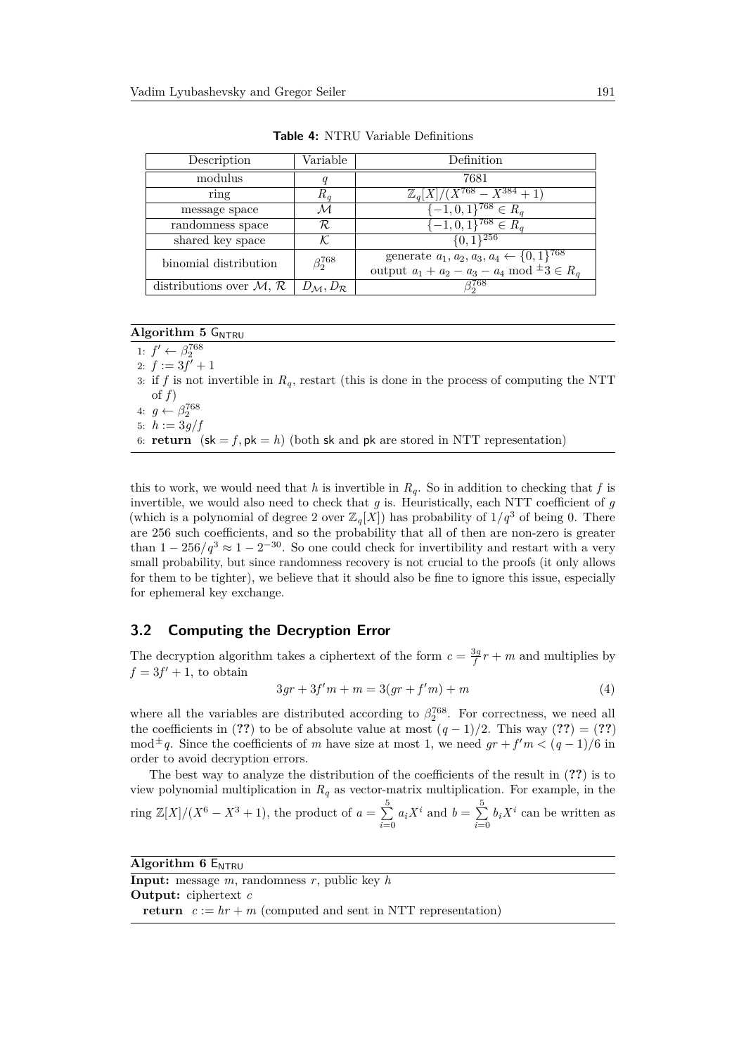**Table 4:** NTRU Variable Definitions

| Description | Variable | Definition |
|---|---|---|
| modulus | $q$ | 7681 |
| ring | $R_q$ | $\mathbb{Z}_q[X]/(X^{768} - X^{384} + 1)$ |
| message space | $\mathcal{M}$ | $\{-1, 0, 1\}^{768} \in R_q$ |
| randomness space | $\mathcal{R}$ | $\{-1, 0, 1\}^{768} \in R_q$ |
| shared key space | $\mathcal{K}$ | $\{0, 1\}^{256}$ |
| binomial distribution | $\beta_2^{768}$ | generate $a_1, a_2, a_3, a_4 \leftarrow \{0, 1\}^{768}$ output $a_1 + a_2 - a_3 - a_4 \bmod {}^{\pm}3 \in R_q$ |
| distributions over $\mathcal{M}$, $\mathcal{R}$ | $D_{\mathcal{M}}, D_{\mathcal{R}}$ | $\beta_2^{768}$ |

**Algorithm 5** $\mathsf{G}_{\mathsf{NTRU}}$

1: $f' \leftarrow \beta_2^{768}$
2: $f := 3f' + 1$
3: if $f$ is not invertible in $R_q$, restart (this is done in the process of computing the NTT of $f$)
4: $g \leftarrow \beta_2^{768}$
5: $h := 3g/f$
6: **return** $(\mathsf{sk} = f, \mathsf{pk} = h)$ (both $\mathsf{sk}$ and $\mathsf{pk}$ are stored in NTT representation)

this to work, we would need that $h$ is invertible in $R_q$. So in addition to checking that $f$ is invertible, we would also need to check that $g$ is. Heuristically, each NTT coefficient of $g$ (which is a polynomial of degree 2 over $\mathbb{Z}_q[X]$) has probability of $1/q^3$ of being 0. There are 256 such coefficients, and so the probability that all of then are non-zero is greater than $1 - 256/q^3 \approx 1 - 2^{-30}$. So one could check for invertibility and restart with a very small probability, but since randomness recovery is not crucial to the proofs (it only allows for them to be tighter), we believe that it should also be fine to ignore this issue, especially for ephemeral key exchange.

## 3.2 Computing the Decryption Error

The decryption algorithm takes a ciphertext of the form $c = \frac{3g}{f}r + m$ and multiplies by $f = 3f' + 1$, to obtain

$$3gr + 3f'm + m = 3(gr + f'm) + m \tag{4}$$

where all the variables are distributed according to $\beta_2^{768}$. For correctness, we need all the coefficients in (**??**) to be of absolute value at most $(q-1)/2$. This way (**??**) = (**??**) $\bmod^{\pm} q$. Since the coefficients of $m$ have size at most 1, we need $gr + f'm < (q-1)/6$ in order to avoid decryption errors.

The best way to analyze the distribution of the coefficients of the result in (**??**) is to view polynomial multiplication in $R_q$ as vector-matrix multiplication. For example, in the ring $\mathbb{Z}[X]/(X^6 - X^3 + 1)$, the product of $a = \sum_{i=0}^{5} a_i X^i$ and $b = \sum_{i=0}^{5} b_i X^i$ can be written as

**Algorithm 6** $\mathsf{E}_{\mathsf{NTRU}}$

**Input:** message $m$, randomness $r$, public key $h$
**Output:** ciphertext $c$
**return** $c := hr + m$ (computed and sent in NTT representation)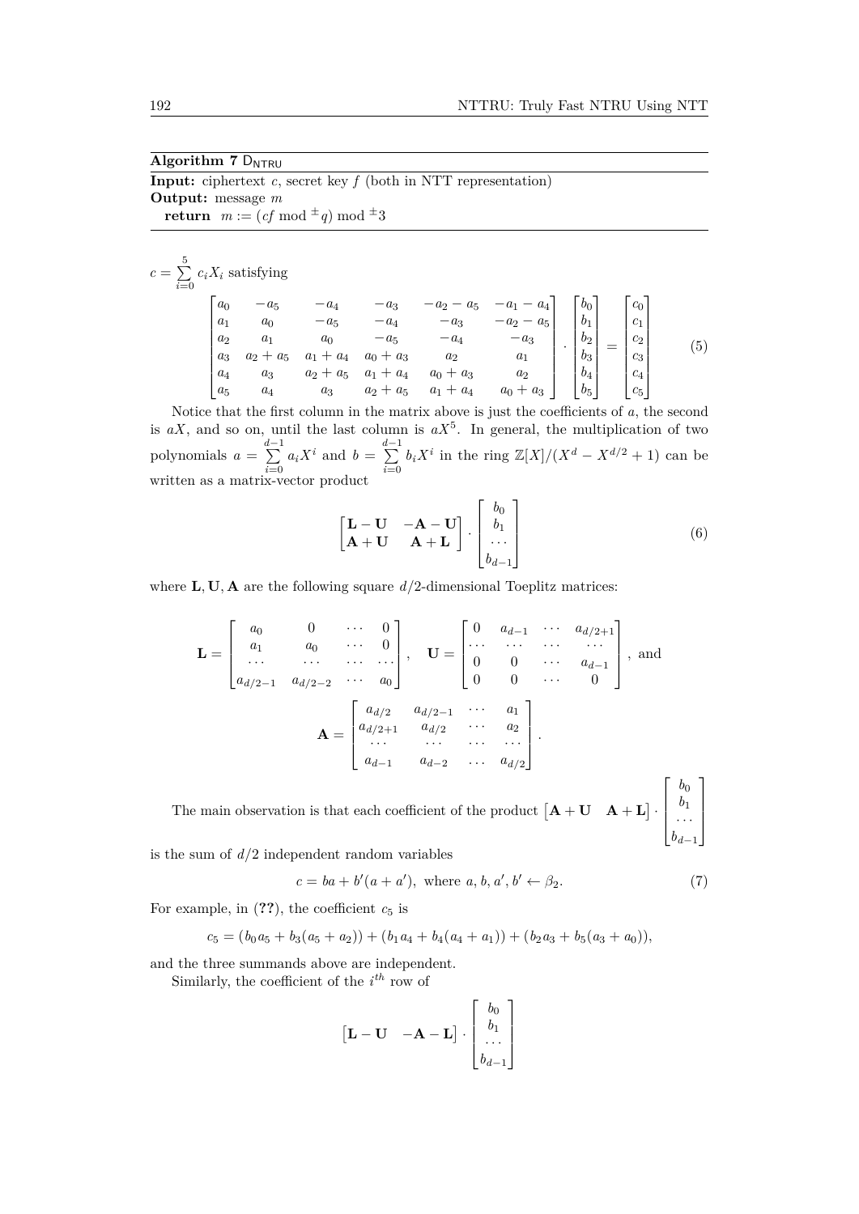**Algorithm 7** $\mathsf{D}_{\mathsf{NTRU}}$

**Input:** ciphertext $c$, secret key $f$ (both in NTT representation)
**Output:** message $m$
**return** $m := (cf \bmod {}^{\pm}q) \bmod {}^{\pm}3$

---

$c = \sum_{i=0}^{5} c_i X_i$ satisfying

$$
\begin{bmatrix}
a_0 & -a_5 & -a_4 & -a_3 & -a_2 - a_5 & -a_1 - a_4 \\
a_1 & a_0 & -a_5 & -a_4 & -a_3 & -a_2 - a_5 \\
a_2 & a_1 & a_0 & -a_5 & -a_4 & -a_3 \\
a_3 & a_2 + a_5 & a_1 + a_4 & a_0 + a_3 & a_2 & a_1 \\
a_4 & a_3 & a_2 + a_5 & a_1 + a_4 & a_0 + a_3 & a_2 \\
a_5 & a_4 & a_3 & a_2 + a_5 & a_1 + a_4 & a_0 + a_3
\end{bmatrix}
\cdot
\begin{bmatrix} b_0 \\ b_1 \\ b_2 \\ b_3 \\ b_4 \\ b_5 \end{bmatrix}
=
\begin{bmatrix} c_0 \\ c_1 \\ c_2 \\ c_3 \\ c_4 \\ c_5 \end{bmatrix}
\tag{5}
$$

Notice that the first column in the matrix above is just the coefficients of $a$, the second is $aX$, and so on, until the last column is $aX^5$. In general, the multiplication of two polynomials $a = \sum_{i=0}^{d-1} a_i X^i$ and $b = \sum_{i=0}^{d-1} b_i X^i$ in the ring $\mathbb{Z}[X]/(X^d - X^{d/2} + 1)$ can be written as a matrix-vector product

$$
\begin{bmatrix} \mathbf{L} - \mathbf{U} & -\mathbf{A} - \mathbf{U} \\ \mathbf{A} + \mathbf{U} & \mathbf{A} + \mathbf{L} \end{bmatrix}
\cdot
\begin{bmatrix} b_0 \\ b_1 \\ \cdots \\ b_{d-1} \end{bmatrix}
\tag{6}
$$

where $\mathbf{L}, \mathbf{U}, \mathbf{A}$ are the following square $d/2$-dimensional Toeplitz matrices:

$$
\mathbf{L} = \begin{bmatrix} a_0 & 0 & \cdots & 0 \\ a_1 & a_0 & \cdots & 0 \\ \cdots & \cdots & \cdots & \cdots \\ a_{d/2-1} & a_{d/2-2} & \cdots & a_0 \end{bmatrix}, \quad
\mathbf{U} = \begin{bmatrix} 0 & a_{d-1} & \cdots & a_{d/2+1} \\ \cdots & \cdots & \cdots & \cdots \\ 0 & 0 & \cdots & a_{d-1} \\ 0 & 0 & \cdots & 0 \end{bmatrix}, \text{ and}
$$

$$
\mathbf{A} = \begin{bmatrix} a_{d/2} & a_{d/2-1} & \cdots & a_1 \\ a_{d/2+1} & a_{d/2} & \cdots & a_2 \\ \cdots & \cdots & \cdots & \cdots \\ a_{d-1} & a_{d-2} & \cdots & a_{d/2} \end{bmatrix}.
$$

The main observation is that each coefficient of the product $\begin{bmatrix} \mathbf{A} + \mathbf{U} & \mathbf{A} + \mathbf{L} \end{bmatrix} \cdot \begin{bmatrix} b_0 \\ b_1 \\ \cdots \\ b_{d-1} \end{bmatrix}$ is the sum of $d/2$ independent random variables

$$
c = ba + b'(a + a'), \text{ where } a, b, a', b' \leftarrow \beta_2. \tag{7}
$$

For example, in (**??**), the coefficient $c_5$ is

$$
c_5 = (b_0 a_5 + b_3(a_5 + a_2)) + (b_1 a_4 + b_4(a_4 + a_1)) + (b_2 a_3 + b_5(a_3 + a_0)),
$$

and the three summands above are independent.

Similarly, the coefficient of the $i^{th}$ row of

$$
\begin{bmatrix} \mathbf{L} - \mathbf{U} & -\mathbf{A} - \mathbf{L} \end{bmatrix} \cdot \begin{bmatrix} b_0 \\ b_1 \\ \cdots \\ b_{d-1} \end{bmatrix}
$$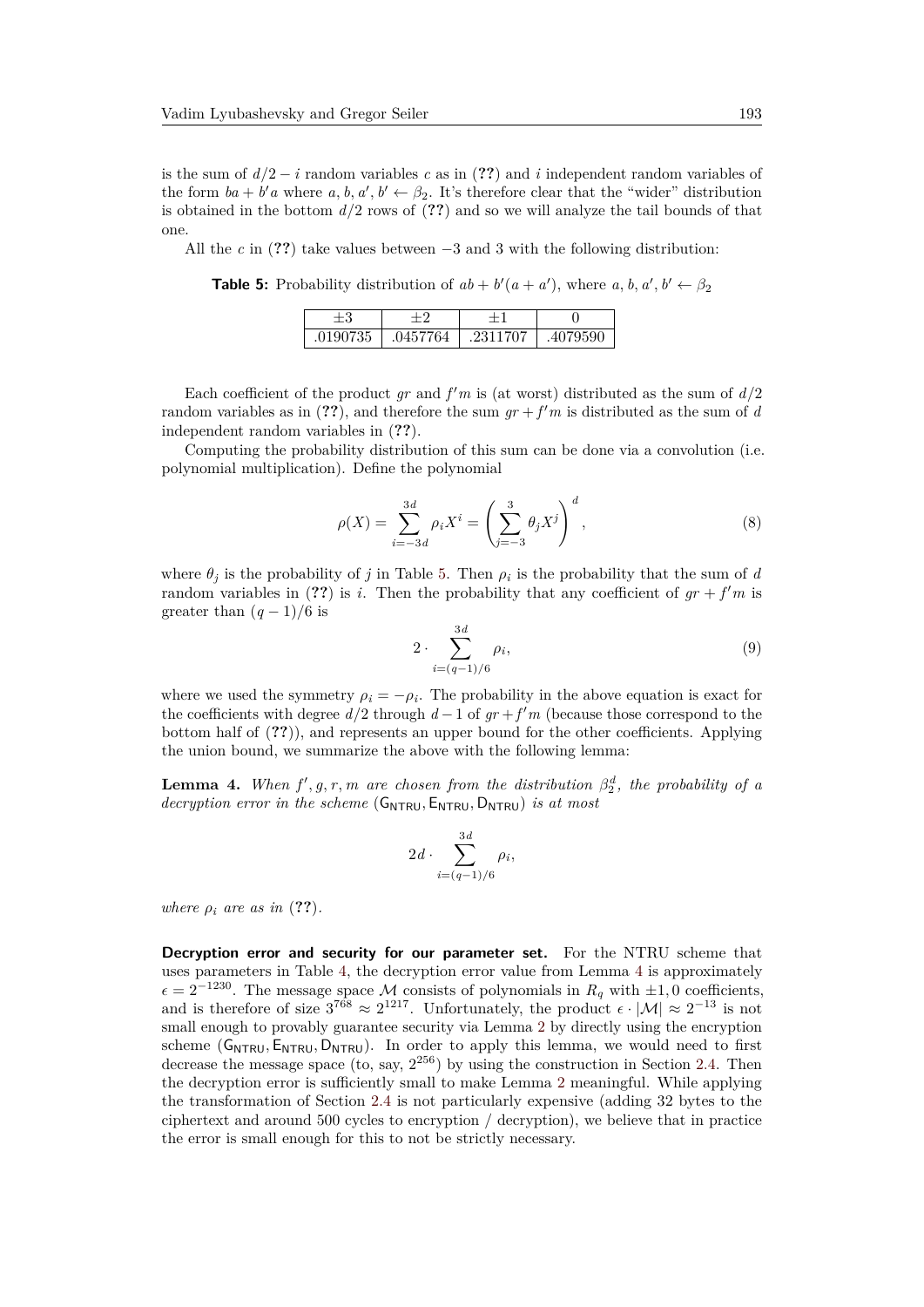is the sum of $d/2 - i$ random variables $c$ as in (**??**) and $i$ independent random variables of the form $ba + b'a$ where $a, b, a', b' \leftarrow \beta_2$. It's therefore clear that the "wider" distribution is obtained in the bottom $d/2$ rows of (**??**) and so we will analyze the tail bounds of that one.

All the $c$ in (**??**) take values between $-3$ and 3 with the following distribution:

**Table 5:** Probability distribution of $ab + b'(a + a')$, where $a, b, a', b' \leftarrow \beta_2$

| $\pm 3$ | $\pm 2$ | $\pm 1$ | $0$ |
|---|---|---|---|
| .0190735 | .0457764 | .2311707 | .4079590 |

Each coefficient of the product $gr$ and $f'm$ is (at worst) distributed as the sum of $d/2$ random variables as in (**??**), and therefore the sum $gr + f'm$ is distributed as the sum of $d$ independent random variables in (**??**).

Computing the probability distribution of this sum can be done via a convolution (i.e. polynomial multiplication). Define the polynomial

$$\rho(X) = \sum_{i=-3d}^{3d} \rho_i X^i = \left( \sum_{j=-3}^{3} \theta_j X^j \right)^d, \tag{8}$$

where $\theta_j$ is the probability of $j$ in Table 5. Then $\rho_i$ is the probability that the sum of $d$ random variables in (**??**) is $i$. Then the probability that any coefficient of $gr + f'm$ is greater than $(q-1)/6$ is

$$2 \cdot \sum_{i=(q-1)/6}^{3d} \rho_i, \tag{9}$$

where we used the symmetry $\rho_i = -\rho_i$. The probability in the above equation is exact for the coefficients with degree $d/2$ through $d-1$ of $gr + f'm$ (because those correspond to the bottom half of (**??**)), and represents an upper bound for the other coefficients. Applying the union bound, we summarize the above with the following lemma:

**Lemma 4.** *When $f', g, r, m$ are chosen from the distribution $\beta_2^d$, the probability of a decryption error in the scheme $(\mathsf{G_{NTRU}}, \mathsf{E_{NTRU}}, \mathsf{D_{NTRU}})$ is at most*

$$2d \cdot \sum_{i=(q-1)/6}^{3d} \rho_i,$$

*where $\rho_i$ are as in* (**??**).

**Decryption error and security for our parameter set.** For the NTRU scheme that uses parameters in Table 4, the decryption error value from Lemma 4 is approximately $\epsilon = 2^{-1230}$. The message space $\mathcal{M}$ consists of polynomials in $R_q$ with $\pm 1, 0$ coefficients, and is therefore of size $3^{768} \approx 2^{1217}$. Unfortunately, the product $\epsilon \cdot |\mathcal{M}| \approx 2^{-13}$ is not small enough to provably guarantee security via Lemma 2 by directly using the encryption scheme $(\mathsf{G_{NTRU}}, \mathsf{E_{NTRU}}, \mathsf{D_{NTRU}})$. In order to apply this lemma, we would need to first decrease the message space (to, say, $2^{256}$) by using the construction in Section 2.4. Then the decryption error is sufficiently small to make Lemma 2 meaningful. While applying the transformation of Section 2.4 is not particularly expensive (adding 32 bytes to the ciphertext and around 500 cycles to encryption / decryption), we believe that in practice the error is small enough for this to not be strictly necessary.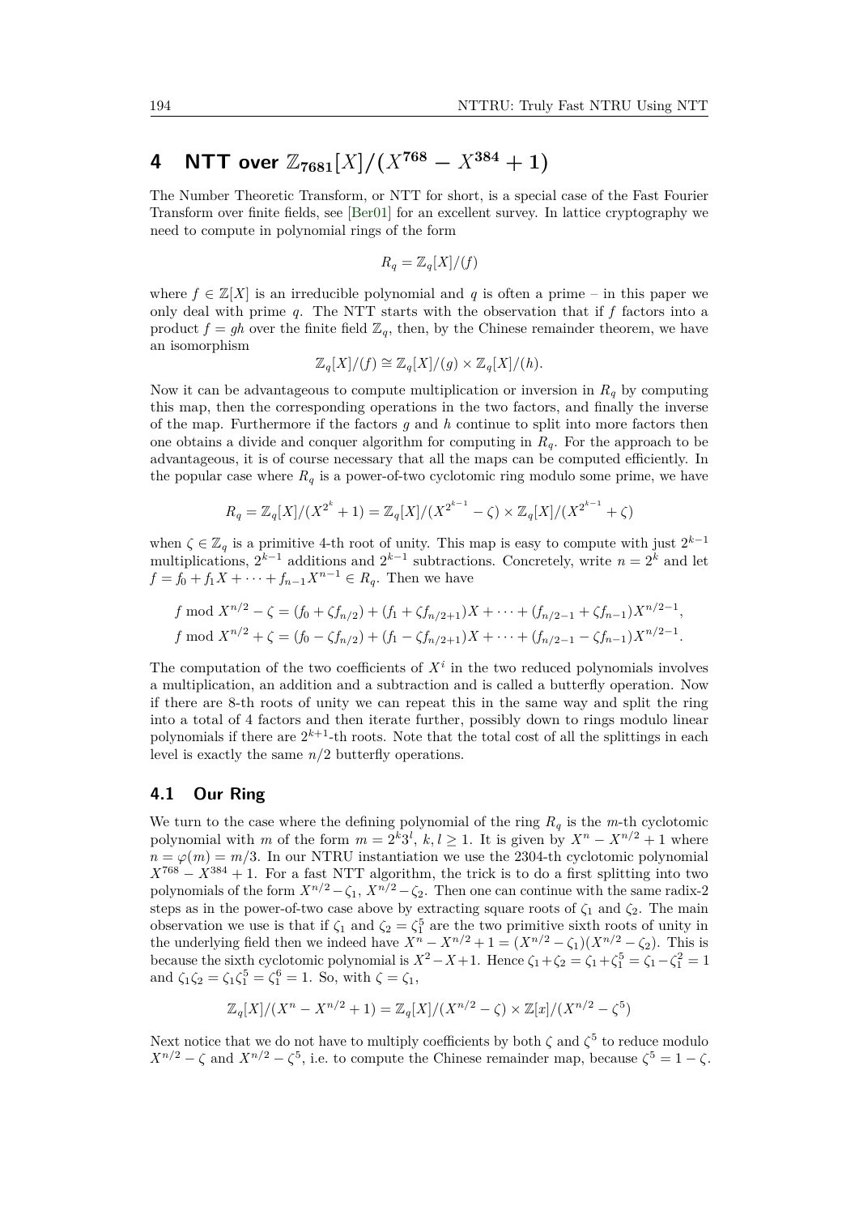# 4 NTT over $\mathbb{Z}_{7681}[X]/(X^{768} - X^{384} + 1)$

The Number Theoretic Transform, or NTT for short, is a special case of the Fast Fourier Transform over finite fields, see [Ber01] for an excellent survey. In lattice cryptography we need to compute in polynomial rings of the form

$$R_q = \mathbb{Z}_q[X]/(f)$$

where $f \in \mathbb{Z}[X]$ is an irreducible polynomial and $q$ is often a prime – in this paper we only deal with prime $q$. The NTT starts with the observation that if $f$ factors into a product $f = gh$ over the finite field $\mathbb{Z}_q$, then, by the Chinese remainder theorem, we have an isomorphism

$$\mathbb{Z}_q[X]/(f) \cong \mathbb{Z}_q[X]/(g) \times \mathbb{Z}_q[X]/(h).$$

Now it can be advantageous to compute multiplication or inversion in $R_q$ by computing this map, then the corresponding operations in the two factors, and finally the inverse of the map. Furthermore if the factors $g$ and $h$ continue to split into more factors then one obtains a divide and conquer algorithm for computing in $R_q$. For the approach to be advantageous, it is of course necessary that all the maps can be computed efficiently. In the popular case where $R_q$ is a power-of-two cyclotomic ring modulo some prime, we have

$$R_q = \mathbb{Z}_q[X]/(X^{2^k} + 1) = \mathbb{Z}_q[X]/(X^{2^{k-1}} - \zeta) \times \mathbb{Z}_q[X]/(X^{2^{k-1}} + \zeta)$$

when $\zeta \in \mathbb{Z}_q$ is a primitive 4-th root of unity. This map is easy to compute with just $2^{k-1}$ multiplications, $2^{k-1}$ additions and $2^{k-1}$ subtractions. Concretely, write $n = 2^k$ and let $f = f_0 + f_1 X + \cdots + f_{n-1}X^{n-1} \in R_q$. Then we have

$$f \bmod X^{n/2} - \zeta = (f_0 + \zeta f_{n/2}) + (f_1 + \zeta f_{n/2+1})X + \cdots + (f_{n/2-1} + \zeta f_{n-1})X^{n/2-1},$$
$$f \bmod X^{n/2} + \zeta = (f_0 - \zeta f_{n/2}) + (f_1 - \zeta f_{n/2+1})X + \cdots + (f_{n/2-1} - \zeta f_{n-1})X^{n/2-1}.$$

The computation of the two coefficients of $X^i$ in the two reduced polynomials involves a multiplication, an addition and a subtraction and is called a butterfly operation. Now if there are 8-th roots of unity we can repeat this in the same way and split the ring into a total of 4 factors and then iterate further, possibly down to rings modulo linear polynomials if there are $2^{k+1}$-th roots. Note that the total cost of all the splittings in each level is exactly the same $n/2$ butterfly operations.

## 4.1 Our Ring

We turn to the case where the defining polynomial of the ring $R_q$ is the $m$-th cyclotomic polynomial with $m$ of the form $m = 2^k 3^l$, $k, l \geq 1$. It is given by $X^n - X^{n/2} + 1$ where $n = \varphi(m) = m/3$. In our NTRU instantiation we use the 2304-th cyclotomic polynomial $X^{768} - X^{384} + 1$. For a fast NTT algorithm, the trick is to do a first splitting into two polynomials of the form $X^{n/2} - \zeta_1$, $X^{n/2} - \zeta_2$. Then one can continue with the same radix-2 steps as in the power-of-two case above by extracting square roots of $\zeta_1$ and $\zeta_2$. The main observation we use is that if $\zeta_1$ and $\zeta_2 = \zeta_1^5$ are the two primitive sixth roots of unity in the underlying field then we indeed have $X^n - X^{n/2} + 1 = (X^{n/2} - \zeta_1)(X^{n/2} - \zeta_2)$. This is because the sixth cyclotomic polynomial is $X^2 - X + 1$. Hence $\zeta_1 + \zeta_2 = \zeta_1 + \zeta_1^5 = \zeta_1 - \zeta_1^2 = 1$ and $\zeta_1\zeta_2 = \zeta_1\zeta_1^5 = \zeta_1^6 = 1$. So, with $\zeta = \zeta_1$,

$$\mathbb{Z}_q[X]/(X^n - X^{n/2} + 1) = \mathbb{Z}_q[X]/(X^{n/2} - \zeta) \times \mathbb{Z}[x]/(X^{n/2} - \zeta^5)$$

Next notice that we do not have to multiply coefficients by both $\zeta$ and $\zeta^5$ to reduce modulo $X^{n/2} - \zeta$ and $X^{n/2} - \zeta^5$, i.e. to compute the Chinese remainder map, because $\zeta^5 = 1 - \zeta$.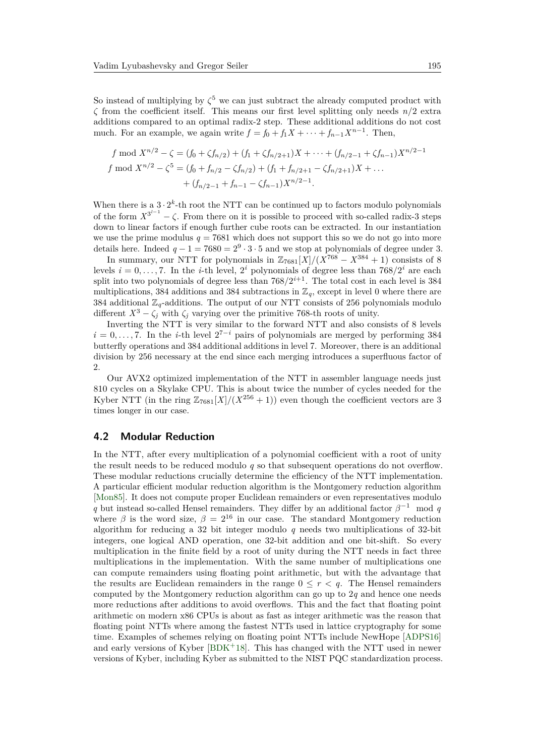So instead of multiplying by $\zeta^5$ we can just subtract the already computed product with $\zeta$ from the coefficient itself. This means our first level splitting only needs $n/2$ extra additions compared to an optimal radix-2 step. These additional additions do not cost much. For an example, we again write $f = f_0 + f_1 X + \cdots + f_{n-1}X^{n-1}$. Then,

$$
\begin{aligned}
f \bmod X^{n/2} - \zeta &= (f_0 + \zeta f_{n/2}) + (f_1 + \zeta f_{n/2+1})X + \cdots + (f_{n/2-1} + \zeta f_{n-1})X^{n/2-1} \\
f \bmod X^{n/2} - \zeta^5 &= (f_0 + f_{n/2} - \zeta f_{n/2}) + (f_1 + f_{n/2+1} - \zeta f_{n/2+1})X + \ldots \\
&\quad + (f_{n/2-1} + f_{n-1} - \zeta f_{n-1})X^{n/2-1}.
\end{aligned}
$$

When there is a $3 \cdot 2^k$-th root the NTT can be continued up to factors modulo polynomials of the form $X^{3^{i-1}} - \zeta$. From there on it is possible to proceed with so-called radix-3 steps down to linear factors if enough further cube roots can be extracted. In our instantiation we use the prime modulus $q = 7681$ which does not support this so we do not go into more details here. Indeed $q - 1 = 7680 = 2^9 \cdot 3 \cdot 5$ and we stop at polynomials of degree under 3.

In summary, our NTT for polynomials in $\mathbb{Z}_{7681}[X]/(X^{768} - X^{384} + 1)$ consists of 8 levels $i = 0, \ldots, 7$. In the $i$-th level, $2^i$ polynomials of degree less than $768/2^i$ are each split into two polynomials of degree less than $768/2^{i+1}$. The total cost in each level is 384 multiplications, 384 additions and 384 subtractions in $\mathbb{Z}_q$, except in level 0 where there are 384 additional $\mathbb{Z}_q$-additions. The output of our NTT consists of 256 polynomials modulo different $X^3 - \zeta_j$ with $\zeta_j$ varying over the primitive 768-th roots of unity.

Inverting the NTT is very similar to the forward NTT and also consists of 8 levels $i = 0, \ldots, 7$. In the $i$-th level $2^{7-i}$ pairs of polynomials are merged by performing 384 butterfly operations and 384 additional additions in level 7. Moreover, there is an additional division by 256 necessary at the end since each merging introduces a superfluous factor of 2.

Our AVX2 optimized implementation of the NTT in assembler language needs just 810 cycles on a Skylake CPU. This is about twice the number of cycles needed for the Kyber NTT (in the ring $\mathbb{Z}_{7681}[X]/(X^{256} + 1)$) even though the coefficient vectors are 3 times longer in our case.

## 4.2 Modular Reduction

In the NTT, after every multiplication of a polynomial coefficient with a root of unity the result needs to be reduced modulo $q$ so that subsequent operations do not overflow. These modular reductions crucially determine the efficiency of the NTT implementation. A particular efficient modular reduction algorithm is the Montgomery reduction algorithm [Mon85]. It does not compute proper Euclidean remainders or even representatives modulo $q$ but instead so-called Hensel remainders. They differ by an additional factor $\beta^{-1} \mod q$ where $\beta$ is the word size, $\beta = 2^{16}$ in our case. The standard Montgomery reduction algorithm for reducing a 32 bit integer modulo $q$ needs two multiplications of 32-bit integers, one logical AND operation, one 32-bit addition and one bit-shift. So every multiplication in the finite field by a root of unity during the NTT needs in fact three multiplications in the implementation. With the same number of multiplications one can compute remainders using floating point arithmetic, but with the advantage that the results are Euclidean remainders in the range $0 \leq r < q$. The Hensel remainders computed by the Montgomery reduction algorithm can go up to $2q$ and hence one needs more reductions after additions to avoid overflows. This and the fact that floating point arithmetic on modern x86 CPUs is about as fast as integer arithmetic was the reason that floating point NTTs where among the fastest NTTs used in lattice cryptography for some time. Examples of schemes relying on floating point NTTs include NewHope [ADPS16] and early versions of Kyber [BDK+18]. This has changed with the NTT used in newer versions of Kyber, including Kyber as submitted to the NIST PQC standardization process.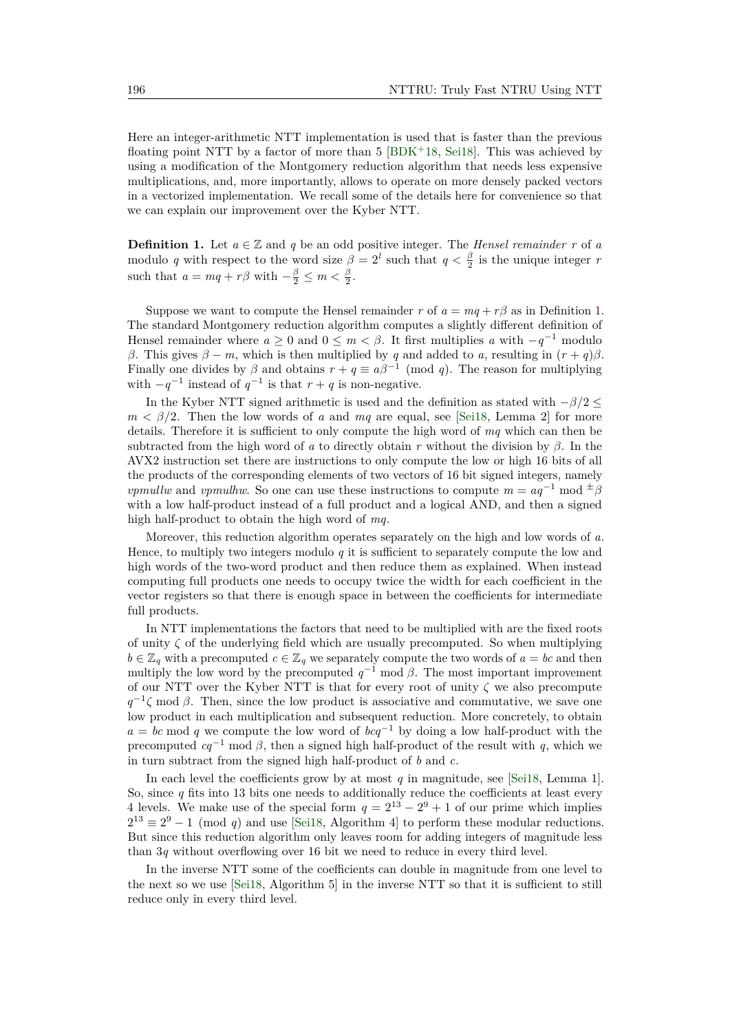Here an integer-arithmetic NTT implementation is used that is faster than the previous floating point NTT by a factor of more than 5 [BDK+18, Sei18]. This was achieved by using a modification of the Montgomery reduction algorithm that needs less expensive multiplications, and, more importantly, allows to operate on more densely packed vectors in a vectorized implementation. We recall some of the details here for convenience so that we can explain our improvement over the Kyber NTT.

**Definition 1.** Let $a \in \mathbb{Z}$ and $q$ be an odd positive integer. The *Hensel remainder* $r$ of $a$ modulo $q$ with respect to the word size $\beta = 2^l$ such that $q < \frac{\beta}{2}$ is the unique integer $r$ such that $a = mq + r\beta$ with $-\frac{\beta}{2} \leq m < \frac{\beta}{2}$.

Suppose we want to compute the Hensel remainder $r$ of $a = mq + r\beta$ as in Definition 1. The standard Montgomery reduction algorithm computes a slightly different definition of Hensel remainder where $a \geq 0$ and $0 \leq m < \beta$. It first multiplies $a$ with $-q^{-1}$ modulo $\beta$. This gives $\beta - m$, which is then multiplied by $q$ and added to $a$, resulting in $(r+q)\beta$. Finally one divides by $\beta$ and obtains $r + q \equiv a\beta^{-1} \pmod{q}$. The reason for multiplying with $-q^{-1}$ instead of $q^{-1}$ is that $r + q$ is non-negative.

In the Kyber NTT signed arithmetic is used and the definition as stated with $-\beta/2 \leq m < \beta/2$. Then the low words of $a$ and $mq$ are equal, see [Sei18, Lemma 2] for more details. Therefore it is sufficient to only compute the high word of $mq$ which can then be subtracted from the high word of $a$ to directly obtain $r$ without the division by $\beta$. In the AVX2 instruction set there are instructions to only compute the low or high 16 bits of all the products of the corresponding elements of two vectors of 16 bit signed integers, namely *vpmullw* and *vpmulhw*. So one can use these instructions to compute $m = aq^{-1} \bmod {}^{\pm}\beta$ with a low half-product instead of a full product and a logical AND, and then a signed high half-product to obtain the high word of $mq$.

Moreover, this reduction algorithm operates separately on the high and low words of $a$. Hence, to multiply two integers modulo $q$ it is sufficient to separately compute the low and high words of the two-word product and then reduce them as explained. When instead computing full products one needs to occupy twice the width for each coefficient in the vector registers so that there is enough space in between the coefficients for intermediate full products.

In NTT implementations the factors that need to be multiplied with are the fixed roots of unity $\zeta$ of the underlying field which are usually precomputed. So when multiplying $b \in \mathbb{Z}_q$ with a precomputed $c \in \mathbb{Z}_q$ we separately compute the two words of $a = bc$ and then multiply the low word by the precomputed $q^{-1} \bmod \beta$. The most important improvement of our NTT over the Kyber NTT is that for every root of unity $\zeta$ we also precompute $q^{-1}\zeta \bmod \beta$. Then, since the low product is associative and commutative, we save one low product in each multiplication and subsequent reduction. More concretely, to obtain $a = bc \bmod q$ we compute the low word of $bcq^{-1}$ by doing a low half-product with the precomputed $cq^{-1} \bmod \beta$, then a signed high half-product of the result with $q$, which we in turn subtract from the signed high half-product of $b$ and $c$.

In each level the coefficients grow by at most $q$ in magnitude, see [Sei18, Lemma 1]. So, since $q$ fits into 13 bits one needs to additionally reduce the coefficients at least every 4 levels. We make use of the special form $q = 2^{13} - 2^9 + 1$ of our prime which implies $2^{13} \equiv 2^9 - 1 \pmod{q}$ and use [Sei18, Algorithm 4] to perform these modular reductions. But since this reduction algorithm only leaves room for adding integers of magnitude less than $3q$ without overflowing over 16 bit we need to reduce in every third level.

In the inverse NTT some of the coefficients can double in magnitude from one level to the next so we use [Sei18, Algorithm 5] in the inverse NTT so that it is sufficient to still reduce only in every third level.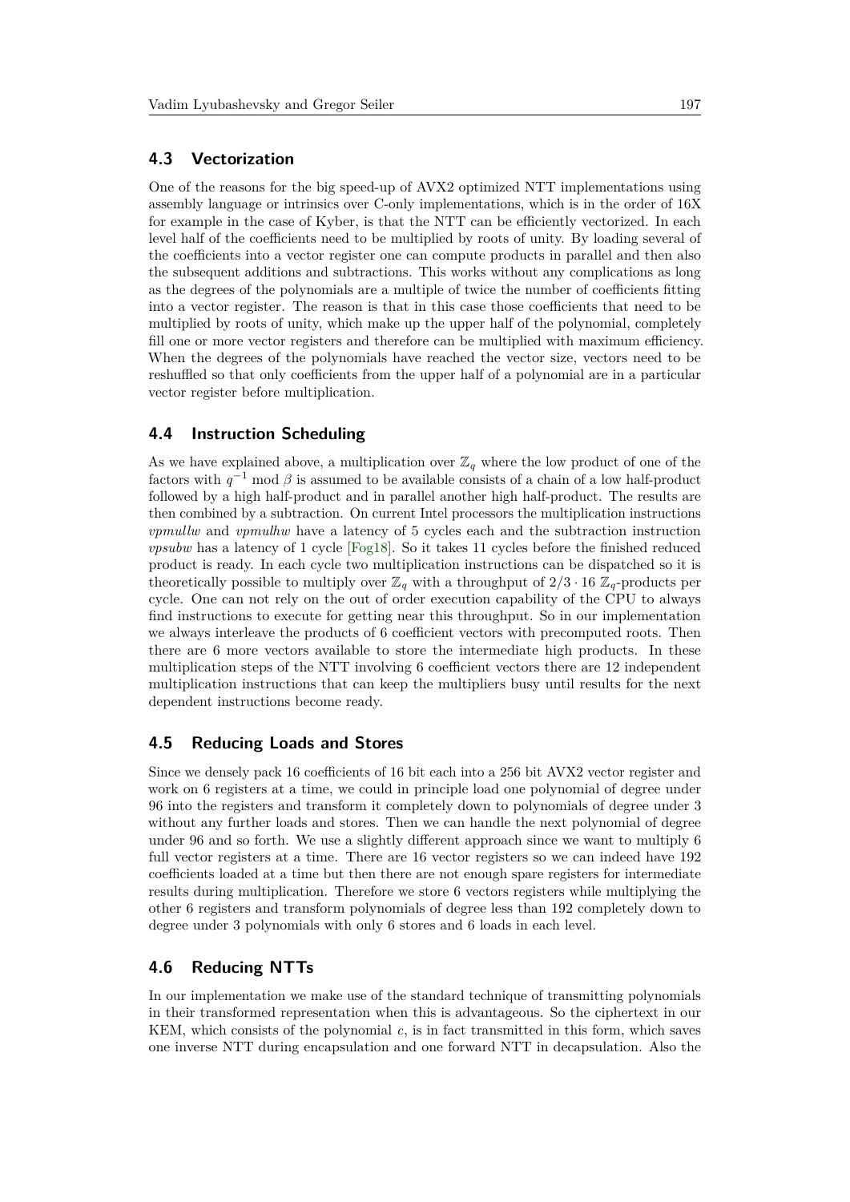### 4.3 Vectorization

One of the reasons for the big speed-up of AVX2 optimized NTT implementations using assembly language or intrinsics over C-only implementations, which is in the order of 16X for example in the case of Kyber, is that the NTT can be efficiently vectorized. In each level half of the coefficients need to be multiplied by roots of unity. By loading several of the coefficients into a vector register one can compute products in parallel and then also the subsequent additions and subtractions. This works without any complications as long as the degrees of the polynomials are a multiple of twice the number of coefficients fitting into a vector register. The reason is that in this case those coefficients that need to be multiplied by roots of unity, which make up the upper half of the polynomial, completely fill one or more vector registers and therefore can be multiplied with maximum efficiency. When the degrees of the polynomials have reached the vector size, vectors need to be reshuffled so that only coefficients from the upper half of a polynomial are in a particular vector register before multiplication.

### 4.4 Instruction Scheduling

As we have explained above, a multiplication over $\mathbb{Z}_q$ where the low product of one of the factors with $q^{-1} \bmod \beta$ is assumed to be available consists of a chain of a low half-product followed by a high half-product and in parallel another high half-product. The results are then combined by a subtraction. On current Intel processors the multiplication instructions *vpmullw* and *vpmulhw* have a latency of 5 cycles each and the subtraction instruction *vpsubw* has a latency of 1 cycle [Fog18]. So it takes 11 cycles before the finished reduced product is ready. In each cycle two multiplication instructions can be dispatched so it is theoretically possible to multiply over $\mathbb{Z}_q$ with a throughput of $2/3 \cdot 16$ $\mathbb{Z}_q$-products per cycle. One can not rely on the out of order execution capability of the CPU to always find instructions to execute for getting near this throughput. So in our implementation we always interleave the products of 6 coefficient vectors with precomputed roots. Then there are 6 more vectors available to store the intermediate high products. In these multiplication steps of the NTT involving 6 coefficient vectors there are 12 independent multiplication instructions that can keep the multipliers busy until results for the next dependent instructions become ready.

### 4.5 Reducing Loads and Stores

Since we densely pack 16 coefficients of 16 bit each into a 256 bit AVX2 vector register and work on 6 registers at a time, we could in principle load one polynomial of degree under 96 into the registers and transform it completely down to polynomials of degree under 3 without any further loads and stores. Then we can handle the next polynomial of degree under 96 and so forth. We use a slightly different approach since we want to multiply 6 full vector registers at a time. There are 16 vector registers so we can indeed have 192 coefficients loaded at a time but then there are not enough spare registers for intermediate results during multiplication. Therefore we store 6 vectors registers while multiplying the other 6 registers and transform polynomials of degree less than 192 completely down to degree under 3 polynomials with only 6 stores and 6 loads in each level.

### 4.6 Reducing NTTs

In our implementation we make use of the standard technique of transmitting polynomials in their transformed representation when this is advantageous. So the ciphertext in our KEM, which consists of the polynomial $c$, is in fact transmitted in this form, which saves one inverse NTT during encapsulation and one forward NTT in decapsulation. Also the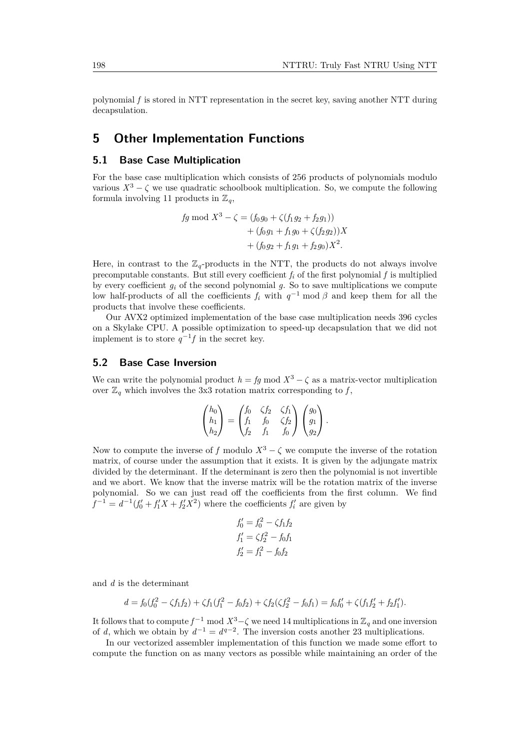polynomial $f$ is stored in NTT representation in the secret key, saving another NTT during decapsulation.

# 5 Other Implementation Functions

## 5.1 Base Case Multiplication

For the base case multiplication which consists of 256 products of polynomials modulo various $X^3 - \zeta$ we use quadratic schoolbook multiplication. So, we compute the following formula involving 11 products in $\mathbb{Z}_q$,

$$\begin{aligned} fg \bmod X^3 - \zeta = &(f_0 g_0 + \zeta(f_1 g_2 + f_2 g_1)) \\ &+ (f_0 g_1 + f_1 g_0 + \zeta(f_2 g_2))X \\ &+ (f_0 g_2 + f_1 g_1 + f_2 g_0)X^2. \end{aligned}$$

Here, in contrast to the $\mathbb{Z}_q$-products in the NTT, the products do not always involve precomputable constants. But still every coefficient $f_i$ of the first polynomial $f$ is multiplied by every coefficient $g_i$ of the second polynomial $g$. So to save multiplications we compute low half-products of all the coefficients $f_i$ with $q^{-1} \bmod \beta$ and keep them for all the products that involve these coefficients.

Our AVX2 optimized implementation of the base case multiplication needs 396 cycles on a Skylake CPU. A possible optimization to speed-up decapsulation that we did not implement is to store $q^{-1}f$ in the secret key.

## 5.2 Base Case Inversion

We can write the polynomial product $h = fg \bmod X^3 - \zeta$ as a matrix-vector multiplication over $\mathbb{Z}_q$ which involves the 3x3 rotation matrix corresponding to $f$,

$$\begin{pmatrix} h_0 \\ h_1 \\ h_2 \end{pmatrix} = \begin{pmatrix} f_0 & \zeta f_2 & \zeta f_1 \\ f_1 & f_0 & \zeta f_2 \\ f_2 & f_1 & f_0 \end{pmatrix} \begin{pmatrix} g_0 \\ g_1 \\ g_2 \end{pmatrix}.$$

Now to compute the inverse of $f$ modulo $X^3 - \zeta$ we compute the inverse of the rotation matrix, of course under the assumption that it exists. It is given by the adjungate matrix divided by the determinant. If the determinant is zero then the polynomial is not invertible and we abort. We know that the inverse matrix will be the rotation matrix of the inverse polynomial. So we can just read off the coefficients from the first column. We find $f^{-1} = d^{-1}(f'_0 + f'_1 X + f'_2 X^2)$ where the coefficients $f'_i$ are given by

$$\begin{aligned} f'_0 &= f_0^2 - \zeta f_1 f_2 \\ f'_1 &= \zeta f_2^2 - f_0 f_1 \\ f'_2 &= f_1^2 - f_0 f_2 \end{aligned}$$

and $d$ is the determinant

$$d = f_0(f_0^2 - \zeta f_1 f_2) + \zeta f_1(f_1^2 - f_0 f_2) + \zeta f_2(\zeta f_2^2 - f_0 f_1) = f_0 f'_0 + \zeta(f_1 f'_2 + f_2 f'_1).$$

It follows that to compute $f^{-1} \bmod X^3 - \zeta$ we need 14 multiplications in $\mathbb{Z}_q$ and one inversion of $d$, which we obtain by $d^{-1} = d^{q-2}$. The inversion costs another 23 multiplications.

In our vectorized assembler implementation of this function we made some effort to compute the function on as many vectors as possible while maintaining an order of the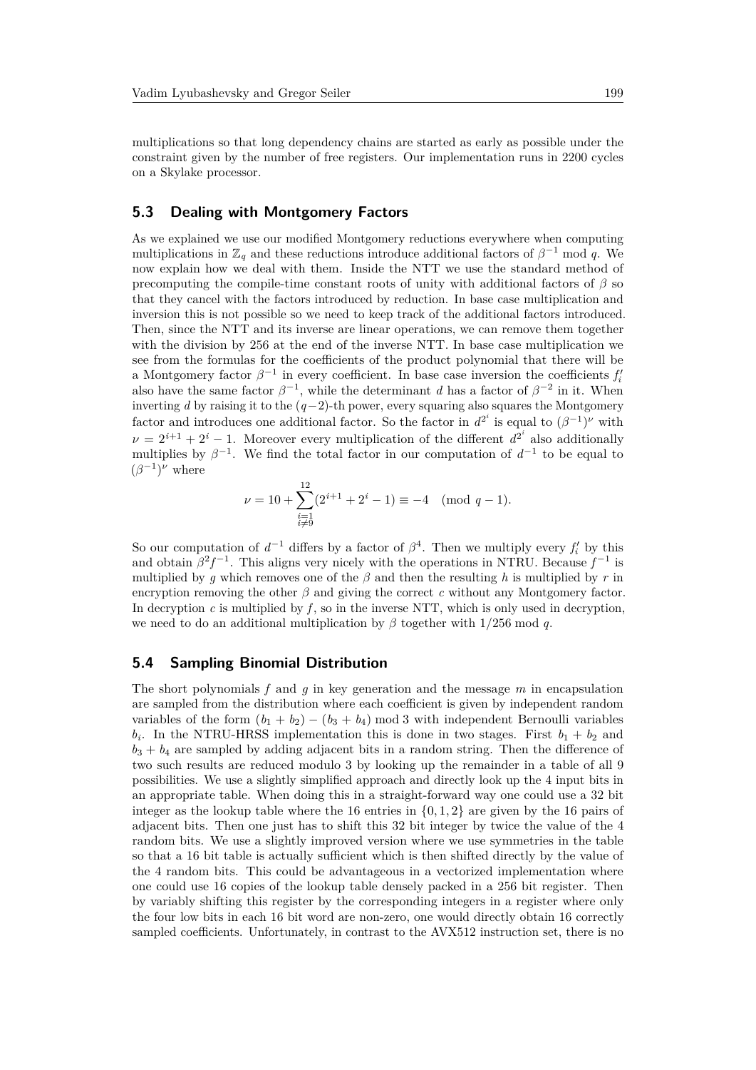multiplications so that long dependency chains are started as early as possible under the constraint given by the number of free registers. Our implementation runs in 2200 cycles on a Skylake processor.

### 5.3 Dealing with Montgomery Factors

As we explained we use our modified Montgomery reductions everywhere when computing multiplications in $\mathbb{Z}_q$ and these reductions introduce additional factors of $\beta^{-1} \bmod q$. We now explain how we deal with them. Inside the NTT we use the standard method of precomputing the compile-time constant roots of unity with additional factors of $\beta$ so that they cancel with the factors introduced by reduction. In base case multiplication and inversion this is not possible so we need to keep track of the additional factors introduced. Then, since the NTT and its inverse are linear operations, we can remove them together with the division by 256 at the end of the inverse NTT. In base case multiplication we see from the formulas for the coefficients of the product polynomial that there will be a Montgomery factor $\beta^{-1}$ in every coefficient. In base case inversion the coefficients $f'_i$ also have the same factor $\beta^{-1}$, while the determinant $d$ has a factor of $\beta^{-2}$ in it. When inverting $d$ by raising it to the $(q-2)$-th power, every squaring also squares the Montgomery factor and introduces one additional factor. So the factor in $d^{2^i}$ is equal to $(\beta^{-1})^\nu$ with $\nu = 2^{i+1} + 2^i - 1$. Moreover every multiplication of the different $d^{2^i}$ also additionally multiplies by $\beta^{-1}$. We find the total factor in our computation of $d^{-1}$ to be equal to $(\beta^{-1})^\nu$ where

$$\nu = 10 + \sum_{\substack{i=1 \\ i \neq 9}}^{12} (2^{i+1} + 2^i - 1) \equiv -4 \pmod{q-1}.$$

So our computation of $d^{-1}$ differs by a factor of $\beta^4$. Then we multiply every $f'_i$ by this and obtain $\beta^2 f^{-1}$. This aligns very nicely with the operations in NTRU. Because $f^{-1}$ is multiplied by $g$ which removes one of the $\beta$ and then the resulting $h$ is multiplied by $r$ in encryption removing the other $\beta$ and giving the correct $c$ without any Montgomery factor. In decryption $c$ is multiplied by $f$, so in the inverse NTT, which is only used in decryption, we need to do an additional multiplication by $\beta$ together with $1/256 \bmod q$.

### 5.4 Sampling Binomial Distribution

The short polynomials $f$ and $g$ in key generation and the message $m$ in encapsulation are sampled from the distribution where each coefficient is given by independent random variables of the form $(b_1 + b_2) - (b_3 + b_4) \bmod 3$ with independent Bernoulli variables $b_i$. In the NTRU-HRSS implementation this is done in two stages. First $b_1 + b_2$ and $b_3 + b_4$ are sampled by adding adjacent bits in a random string. Then the difference of two such results are reduced modulo 3 by looking up the remainder in a table of all 9 possibilities. We use a slightly simplified approach and directly look up the 4 input bits in an appropriate table. When doing this in a straight-forward way one could use a 32 bit integer as the lookup table where the 16 entries in $\{0, 1, 2\}$ are given by the 16 pairs of adjacent bits. Then one just has to shift this 32 bit integer by twice the value of the 4 random bits. We use a slightly improved version where we use symmetries in the table so that a 16 bit table is actually sufficient which is then shifted directly by the value of the 4 random bits. This could be advantageous in a vectorized implementation where one could use 16 copies of the lookup table densely packed in a 256 bit register. Then by variably shifting this register by the corresponding integers in a register where only the four low bits in each 16 bit word are non-zero, one would directly obtain 16 correctly sampled coefficients. Unfortunately, in contrast to the AVX512 instruction set, there is no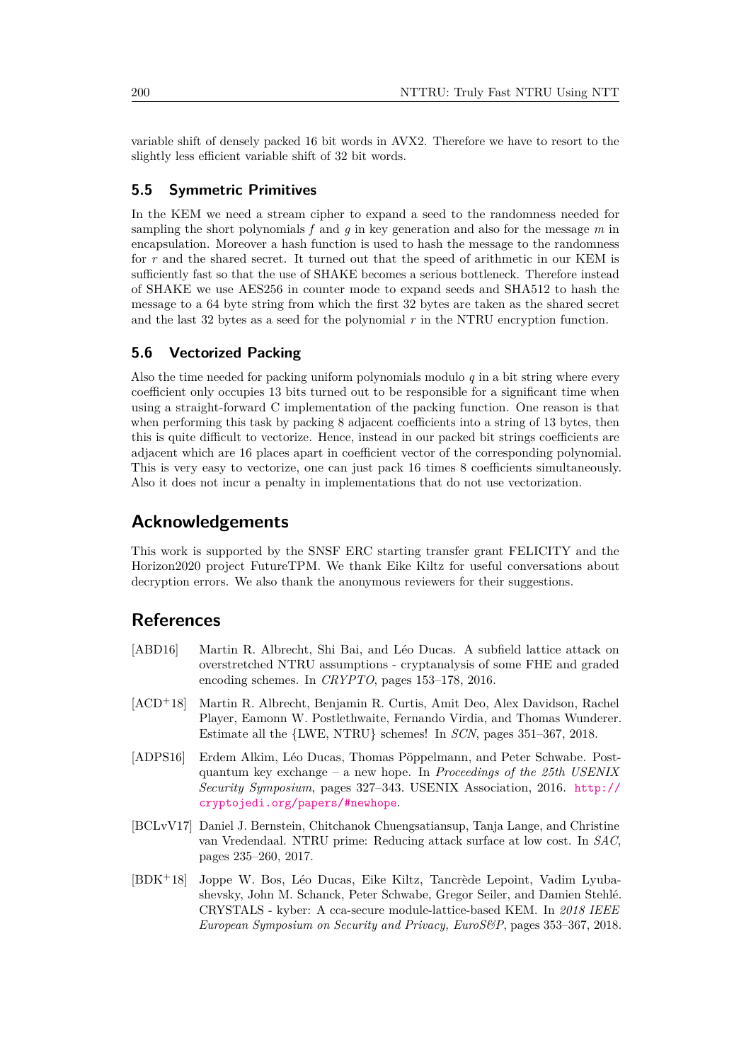variable shift of densely packed 16 bit words in AVX2. Therefore we have to resort to the slightly less efficient variable shift of 32 bit words.

### 5.5 Symmetric Primitives

In the KEM we need a stream cipher to expand a seed to the randomness needed for sampling the short polynomials $f$ and $g$ in key generation and also for the message $m$ in encapsulation. Moreover a hash function is used to hash the message to the randomness for $r$ and the shared secret. It turned out that the speed of arithmetic in our KEM is sufficiently fast so that the use of SHAKE becomes a serious bottleneck. Therefore instead of SHAKE we use AES256 in counter mode to expand seeds and SHA512 to hash the message to a 64 byte string from which the first 32 bytes are taken as the shared secret and the last 32 bytes as a seed for the polynomial $r$ in the NTRU encryption function.

### 5.6 Vectorized Packing

Also the time needed for packing uniform polynomials modulo $q$ in a bit string where every coefficient only occupies 13 bits turned out to be responsible for a significant time when using a straight-forward C implementation of the packing function. One reason is that when performing this task by packing 8 adjacent coefficients into a string of 13 bytes, then this is quite difficult to vectorize. Hence, instead in our packed bit strings coefficients are adjacent which are 16 places apart in coefficient vector of the corresponding polynomial. This is very easy to vectorize, one can just pack 16 times 8 coefficients simultaneously. Also it does not incur a penalty in implementations that do not use vectorization.

## Acknowledgements

This work is supported by the SNSF ERC starting transfer grant FELICITY and the Horizon2020 project FutureTPM. We thank Eike Kiltz for useful conversations about decryption errors. We also thank the anonymous reviewers for their suggestions.

## References

[ABD16] Martin R. Albrecht, Shi Bai, and Léo Ducas. A subfield lattice attack on overstretched NTRU assumptions - cryptanalysis of some FHE and graded encoding schemes. In *CRYPTO*, pages 153–178, 2016.

[ACD+18] Martin R. Albrecht, Benjamin R. Curtis, Amit Deo, Alex Davidson, Rachel Player, Eamonn W. Postlethwaite, Fernando Virdia, and Thomas Wunderer. Estimate all the {LWE, NTRU} schemes! In *SCN*, pages 351–367, 2018.

[ADPS16] Erdem Alkim, Léo Ducas, Thomas Pöppelmann, and Peter Schwabe. Post-quantum key exchange – a new hope. In *Proceedings of the 25th USENIX Security Symposium*, pages 327–343. USENIX Association, 2016. http://cryptojedi.org/papers/#newhope.

[BCLvV17] Daniel J. Bernstein, Chitchanok Chuengsatiansup, Tanja Lange, and Christine van Vredendaal. NTRU prime: Reducing attack surface at low cost. In *SAC*, pages 235–260, 2017.

[BDK+18] Joppe W. Bos, Léo Ducas, Eike Kiltz, Tancrède Lepoint, Vadim Lyubashevsky, John M. Schanck, Peter Schwabe, Gregor Seiler, and Damien Stehlé. CRYSTALS - kyber: A cca-secure module-lattice-based KEM. In *2018 IEEE European Symposium on Security and Privacy, EuroS&P*, pages 353–367, 2018.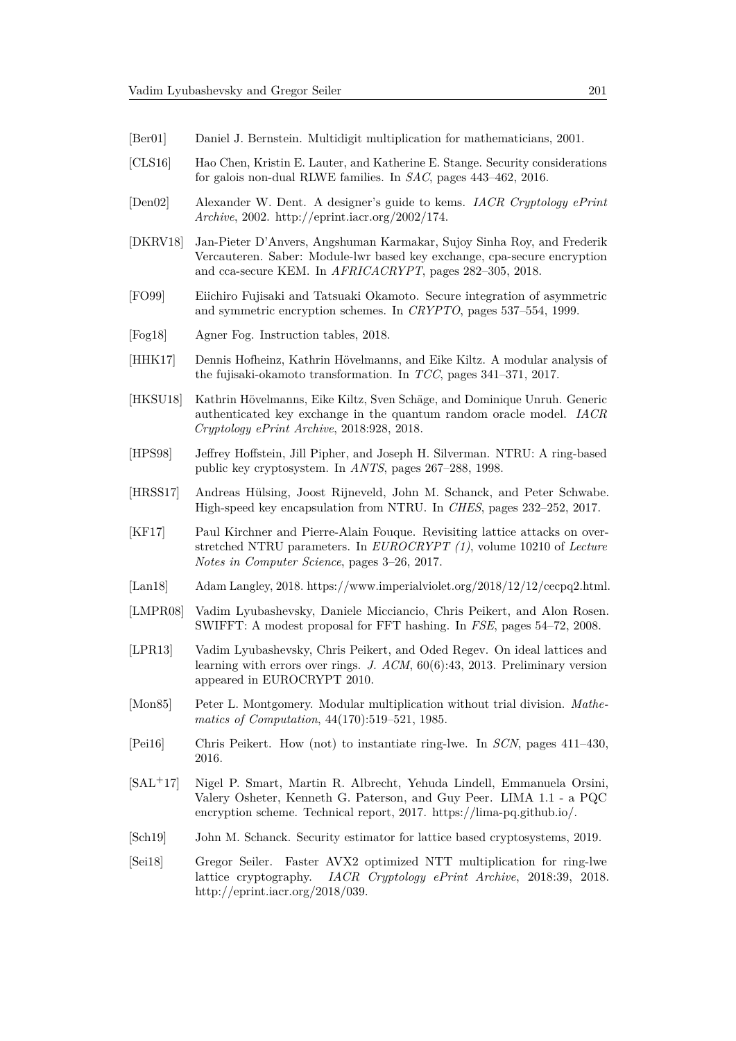[Ber01] Daniel J. Bernstein. Multidigit multiplication for mathematicians, 2001.

[CLS16] Hao Chen, Kristin E. Lauter, and Katherine E. Stange. Security considerations for galois non-dual RLWE families. In *SAC*, pages 443–462, 2016.

[Den02] Alexander W. Dent. A designer's guide to kems. *IACR Cryptology ePrint Archive*, 2002. http://eprint.iacr.org/2002/174.

[DKRV18] Jan-Pieter D'Anvers, Angshuman Karmakar, Sujoy Sinha Roy, and Frederik Vercauteren. Saber: Module-lwr based key exchange, cpa-secure encryption and cca-secure KEM. In *AFRICACRYPT*, pages 282–305, 2018.

[FO99] Eiichiro Fujisaki and Tatsuaki Okamoto. Secure integration of asymmetric and symmetric encryption schemes. In *CRYPTO*, pages 537–554, 1999.

[Fog18] Agner Fog. Instruction tables, 2018.

[HHK17] Dennis Hofheinz, Kathrin Hövelmanns, and Eike Kiltz. A modular analysis of the fujisaki-okamoto transformation. In *TCC*, pages 341–371, 2017.

[HKSU18] Kathrin Hövelmanns, Eike Kiltz, Sven Schäge, and Dominique Unruh. Generic authenticated key exchange in the quantum random oracle model. *IACR Cryptology ePrint Archive*, 2018:928, 2018.

[HPS98] Jeffrey Hoffstein, Jill Pipher, and Joseph H. Silverman. NTRU: A ring-based public key cryptosystem. In *ANTS*, pages 267–288, 1998.

[HRSS17] Andreas Hülsing, Joost Rijneveld, John M. Schanck, and Peter Schwabe. High-speed key encapsulation from NTRU. In *CHES*, pages 232–252, 2017.

[KF17] Paul Kirchner and Pierre-Alain Fouque. Revisiting lattice attacks on overstretched NTRU parameters. In *EUROCRYPT (1)*, volume 10210 of *Lecture Notes in Computer Science*, pages 3–26, 2017.

[Lan18] Adam Langley, 2018. https://www.imperialviolet.org/2018/12/12/cecpq2.html.

[LMPR08] Vadim Lyubashevsky, Daniele Micciancio, Chris Peikert, and Alon Rosen. SWIFFT: A modest proposal for FFT hashing. In *FSE*, pages 54–72, 2008.

[LPR13] Vadim Lyubashevsky, Chris Peikert, and Oded Regev. On ideal lattices and learning with errors over rings. *J. ACM*, 60(6):43, 2013. Preliminary version appeared in EUROCRYPT 2010.

[Mon85] Peter L. Montgomery. Modular multiplication without trial division. *Mathematics of Computation*, 44(170):519–521, 1985.

[Pei16] Chris Peikert. How (not) to instantiate ring-lwe. In *SCN*, pages 411–430, 2016.

[SAL+17] Nigel P. Smart, Martin R. Albrecht, Yehuda Lindell, Emmanuela Orsini, Valery Osheter, Kenneth G. Paterson, and Guy Peer. LIMA 1.1 - a PQC encryption scheme. Technical report, 2017. https://lima-pq.github.io/.

[Sch19] John M. Schanck. Security estimator for lattice based cryptosystems, 2019.

[Sei18] Gregor Seiler. Faster AVX2 optimized NTT multiplication for ring-lwe lattice cryptography. *IACR Cryptology ePrint Archive*, 2018:39, 2018. http://eprint.iacr.org/2018/039.